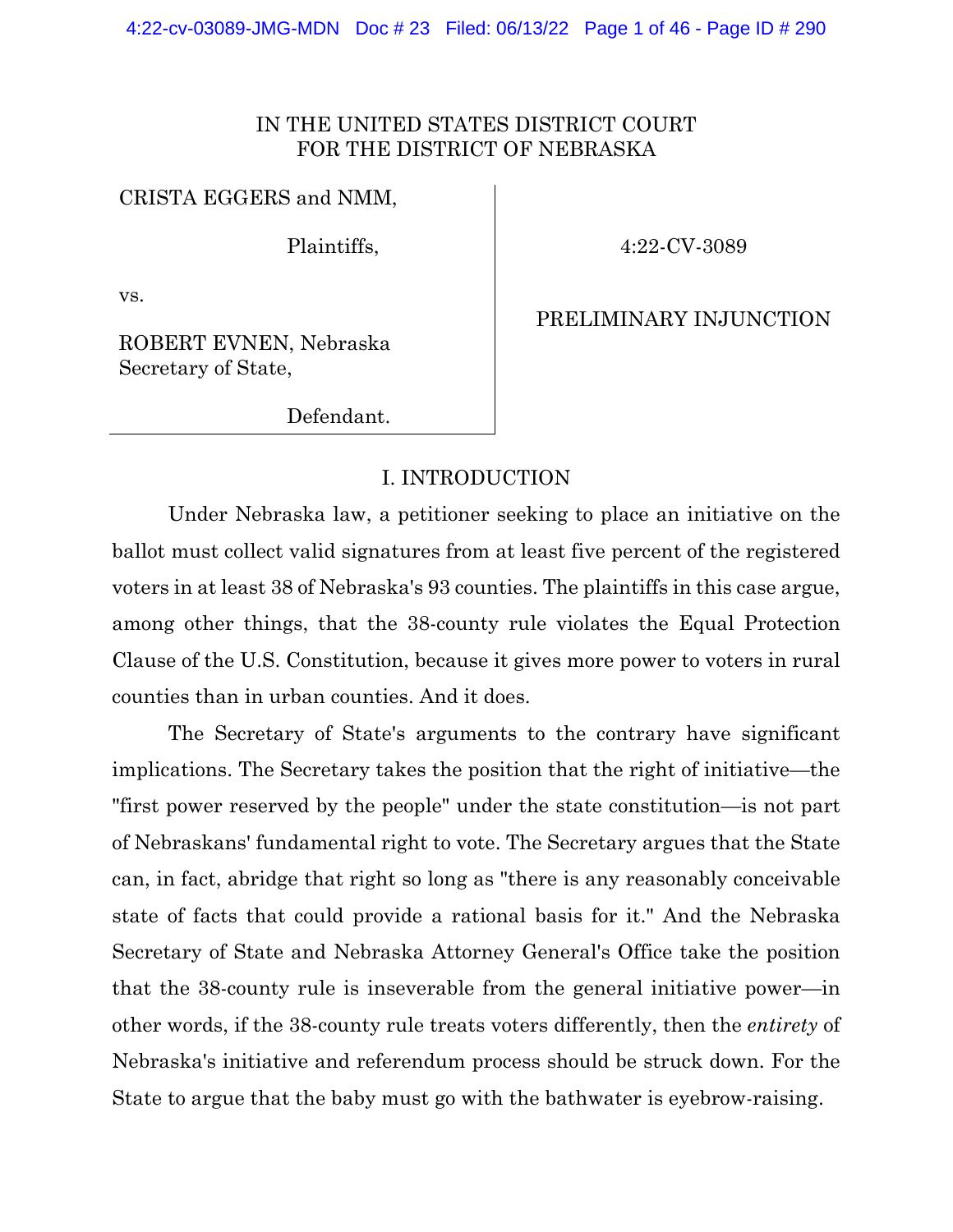IN THE UNITED STATES DISTRICT COURT
FOR THE DISTRICT OF NEBRASKA

| | |
|---|---|
| CRISTA EGGERS and NMM, Plaintiffs, vs. ROBERT EVNEN, Nebraska Secretary of State, Defendant. | 4:22-CV-3089 PRELIMINARY INJUNCTION |

## I. INTRODUCTION

Under Nebraska law, a petitioner seeking to place an initiative on the ballot must collect valid signatures from at least five percent of the registered voters in at least 38 of Nebraska's 93 counties. The plaintiffs in this case argue, among other things, that the 38-county rule violates the Equal Protection Clause of the U.S. Constitution, because it gives more power to voters in rural counties than in urban counties. And it does.

The Secretary of State's arguments to the contrary have significant implications. The Secretary takes the position that the right of initiative—the "first power reserved by the people" under the state constitution—is not part of Nebraskans' fundamental right to vote. The Secretary argues that the State can, in fact, abridge that right so long as "there is any reasonably conceivable state of facts that could provide a rational basis for it." And the Nebraska Secretary of State and Nebraska Attorney General's Office take the position that the 38-county rule is inseverable from the general initiative power—in other words, if the 38-county rule treats voters differently, then the *entirety* of Nebraska's initiative and referendum process should be struck down. For the State to argue that the baby must go with the bathwater is eyebrow-raising.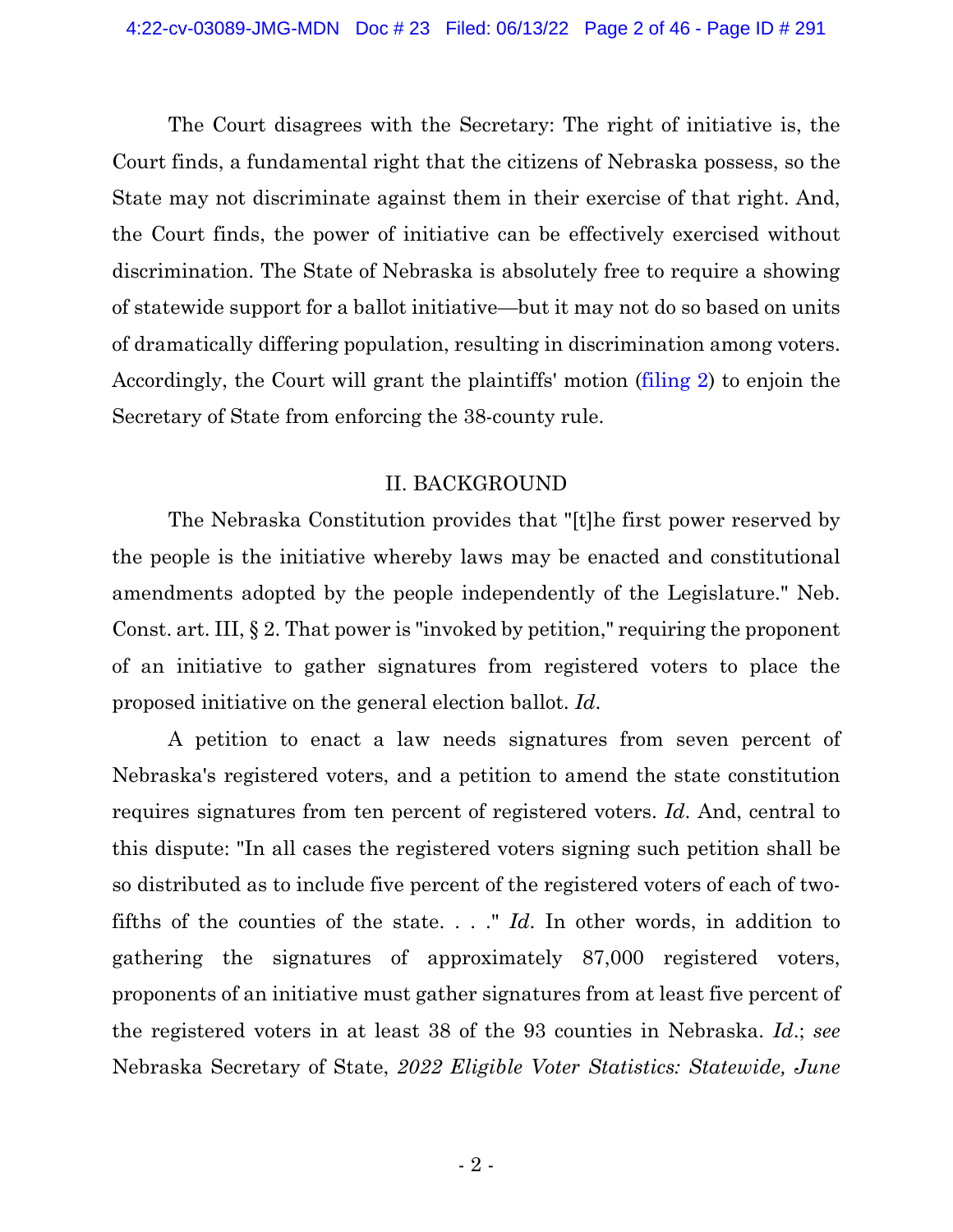The Court disagrees with the Secretary: The right of initiative is, the Court finds, a fundamental right that the citizens of Nebraska possess, so the State may not discriminate against them in their exercise of that right. And, the Court finds, the power of initiative can be effectively exercised without discrimination. The State of Nebraska is absolutely free to require a showing of statewide support for a ballot initiative—but it may not do so based on units of dramatically differing population, resulting in discrimination among voters. Accordingly, the Court will grant the plaintiffs' motion (filing 2) to enjoin the Secretary of State from enforcing the 38-county rule.

## II. BACKGROUND

The Nebraska Constitution provides that "[t]he first power reserved by the people is the initiative whereby laws may be enacted and constitutional amendments adopted by the people independently of the Legislature." Neb. Const. art. III, § 2. That power is "invoked by petition," requiring the proponent of an initiative to gather signatures from registered voters to place the proposed initiative on the general election ballot. *Id*.

A petition to enact a law needs signatures from seven percent of Nebraska's registered voters, and a petition to amend the state constitution requires signatures from ten percent of registered voters. *Id*. And, central to this dispute: "In all cases the registered voters signing such petition shall be so distributed as to include five percent of the registered voters of each of two-fifths of the counties of the state. . . ." *Id*. In other words, in addition to gathering the signatures of approximately 87,000 registered voters, proponents of an initiative must gather signatures from at least five percent of the registered voters in at least 38 of the 93 counties in Nebraska. *Id*.; *see* Nebraska Secretary of State, *2022 Eligible Voter Statistics: Statewide, June*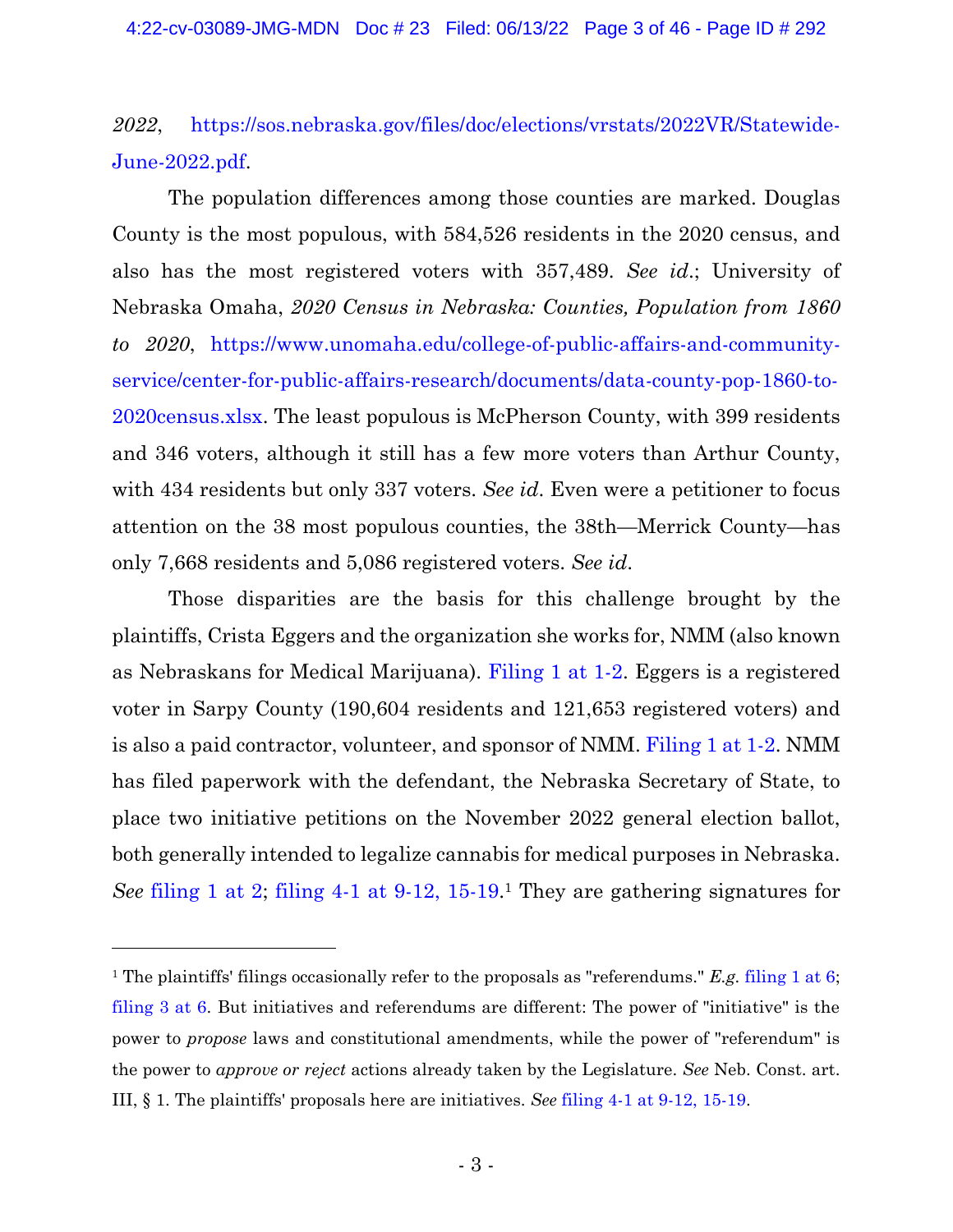*2022*, https://sos.nebraska.gov/files/doc/elections/vrstats/2022VR/Statewide-June-2022.pdf.

The population differences among those counties are marked. Douglas County is the most populous, with 584,526 residents in the 2020 census, and also has the most registered voters with 357,489. *See id.*; University of Nebraska Omaha, *2020 Census in Nebraska: Counties, Population from 1860 to 2020*, https://www.unomaha.edu/college-of-public-affairs-and-community-service/center-for-public-affairs-research/documents/data-county-pop-1860-to-2020census.xlsx. The least populous is McPherson County, with 399 residents and 346 voters, although it still has a few more voters than Arthur County, with 434 residents but only 337 voters. *See id*. Even were a petitioner to focus attention on the 38 most populous counties, the 38th—Merrick County—has only 7,668 residents and 5,086 registered voters. *See id*.

Those disparities are the basis for this challenge brought by the plaintiffs, Crista Eggers and the organization she works for, NMM (also known as Nebraskans for Medical Marijuana). Filing 1 at 1-2. Eggers is a registered voter in Sarpy County (190,604 residents and 121,653 registered voters) and is also a paid contractor, volunteer, and sponsor of NMM. Filing 1 at 1-2. NMM has filed paperwork with the defendant, the Nebraska Secretary of State, to place two initiative petitions on the November 2022 general election ballot, both generally intended to legalize cannabis for medical purposes in Nebraska. *See* filing 1 at 2; filing 4-1 at 9-12, 15-19.[1] They are gathering signatures for

[1] The plaintiffs' filings occasionally refer to the proposals as "referendums." *E.g.* filing 1 at 6; filing 3 at 6. But initiatives and referendums are different: The power of "initiative" is the power to *propose* laws and constitutional amendments, while the power of "referendum" is the power to *approve or reject* actions already taken by the Legislature. *See* Neb. Const. art. III, § 1. The plaintiffs' proposals here are initiatives. *See* filing 4-1 at 9-12, 15-19.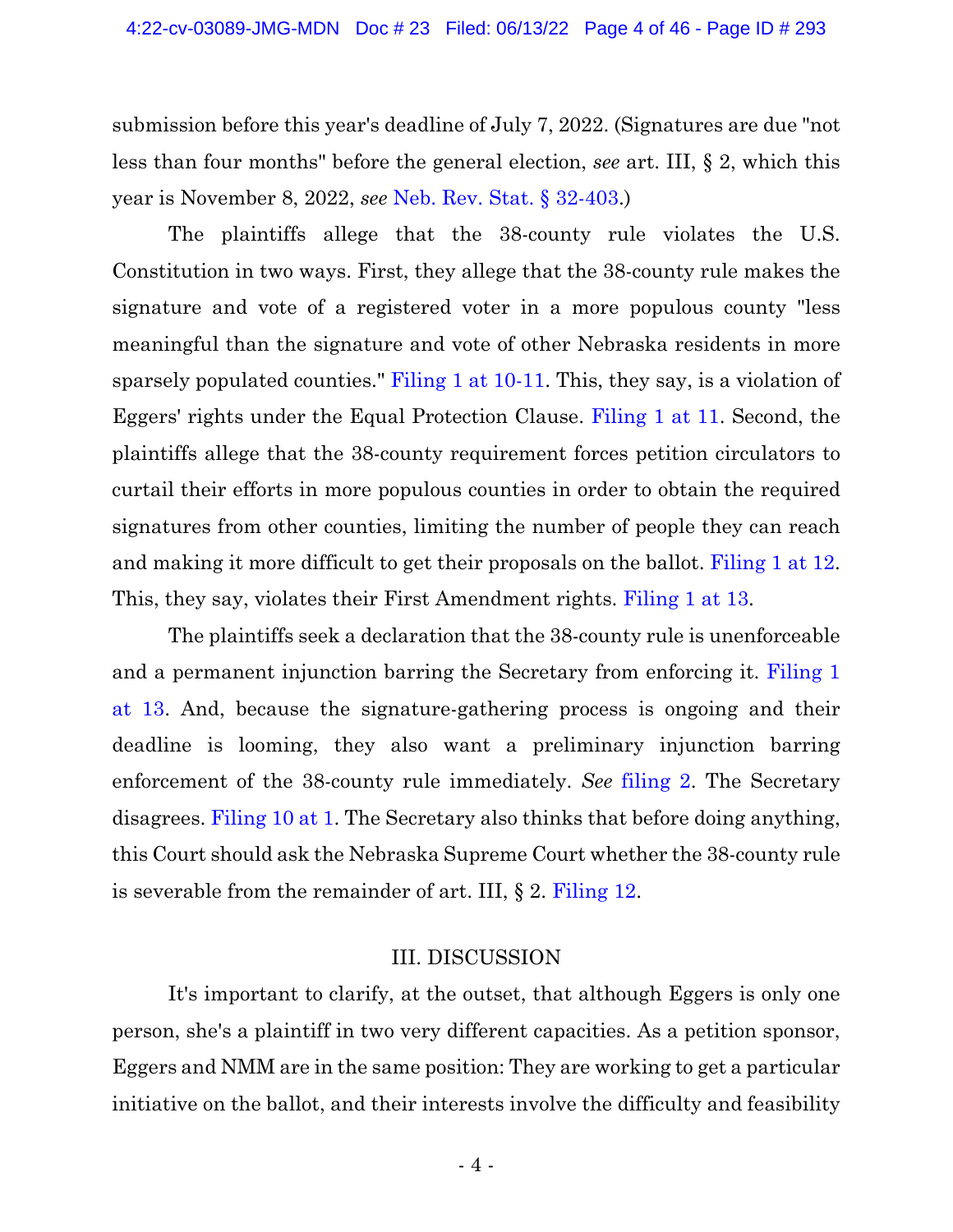submission before this year's deadline of July 7, 2022. (Signatures are due "not less than four months" before the general election, *see* art. III, § 2, which this year is November 8, 2022, *see* Neb. Rev. Stat. § 32-403.)

The plaintiffs allege that the 38-county rule violates the U.S. Constitution in two ways. First, they allege that the 38-county rule makes the signature and vote of a registered voter in a more populous county "less meaningful than the signature and vote of other Nebraska residents in more sparsely populated counties." Filing 1 at 10-11. This, they say, is a violation of Eggers' rights under the Equal Protection Clause. Filing 1 at 11. Second, the plaintiffs allege that the 38-county requirement forces petition circulators to curtail their efforts in more populous counties in order to obtain the required signatures from other counties, limiting the number of people they can reach and making it more difficult to get their proposals on the ballot. Filing 1 at 12. This, they say, violates their First Amendment rights. Filing 1 at 13.

The plaintiffs seek a declaration that the 38-county rule is unenforceable and a permanent injunction barring the Secretary from enforcing it. Filing 1 at 13. And, because the signature-gathering process is ongoing and their deadline is looming, they also want a preliminary injunction barring enforcement of the 38-county rule immediately. *See* filing 2. The Secretary disagrees. Filing 10 at 1. The Secretary also thinks that before doing anything, this Court should ask the Nebraska Supreme Court whether the 38-county rule is severable from the remainder of art. III, § 2. Filing 12.

## III. DISCUSSION

It's important to clarify, at the outset, that although Eggers is only one person, she's a plaintiff in two very different capacities. As a petition sponsor, Eggers and NMM are in the same position: They are working to get a particular initiative on the ballot, and their interests involve the difficulty and feasibility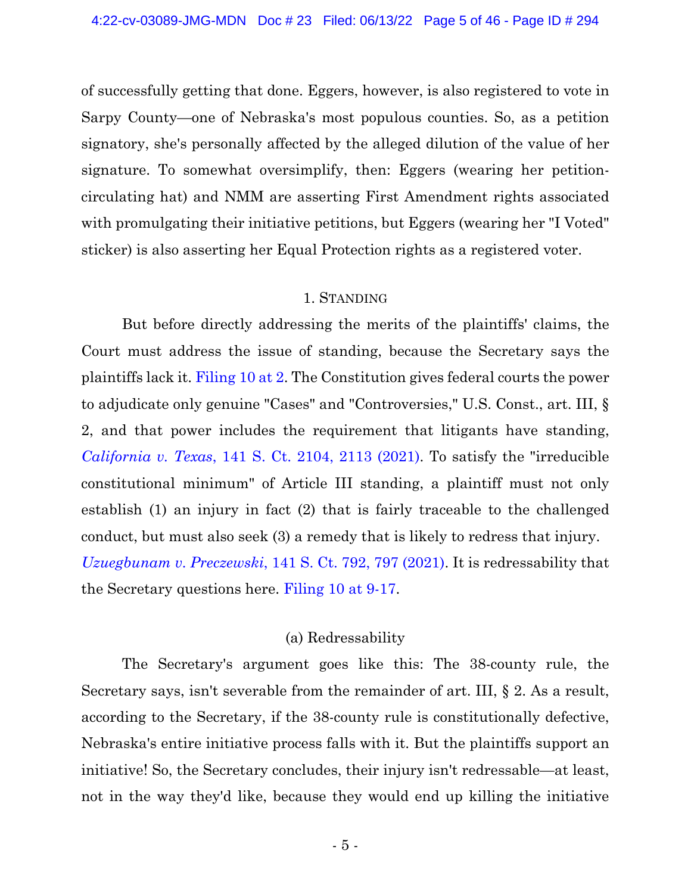of successfully getting that done. Eggers, however, is also registered to vote in Sarpy County—one of Nebraska's most populous counties. So, as a petition signatory, she's personally affected by the alleged dilution of the value of her signature. To somewhat oversimplify, then: Eggers (wearing her petition-circulating hat) and NMM are asserting First Amendment rights associated with promulgating their initiative petitions, but Eggers (wearing her "I Voted" sticker) is also asserting her Equal Protection rights as a registered voter.

### 1. Standing

But before directly addressing the merits of the plaintiffs' claims, the Court must address the issue of standing, because the Secretary says the plaintiffs lack it. Filing 10 at 2. The Constitution gives federal courts the power to adjudicate only genuine "Cases" and "Controversies," U.S. Const., art. III, § 2, and that power includes the requirement that litigants have standing, *California v. Texas*, 141 S. Ct. 2104, 2113 (2021). To satisfy the "irreducible constitutional minimum" of Article III standing, a plaintiff must not only establish (1) an injury in fact (2) that is fairly traceable to the challenged conduct, but must also seek (3) a remedy that is likely to redress that injury. *Uzuegbunam v. Preczewski*, 141 S. Ct. 792, 797 (2021). It is redressability that the Secretary questions here. Filing 10 at 9-17.

#### (a) Redressability

The Secretary's argument goes like this: The 38-county rule, the Secretary says, isn't severable from the remainder of art. III, § 2. As a result, according to the Secretary, if the 38-county rule is constitutionally defective, Nebraska's entire initiative process falls with it. But the plaintiffs support an initiative! So, the Secretary concludes, their injury isn't redressable—at least, not in the way they'd like, because they would end up killing the initiative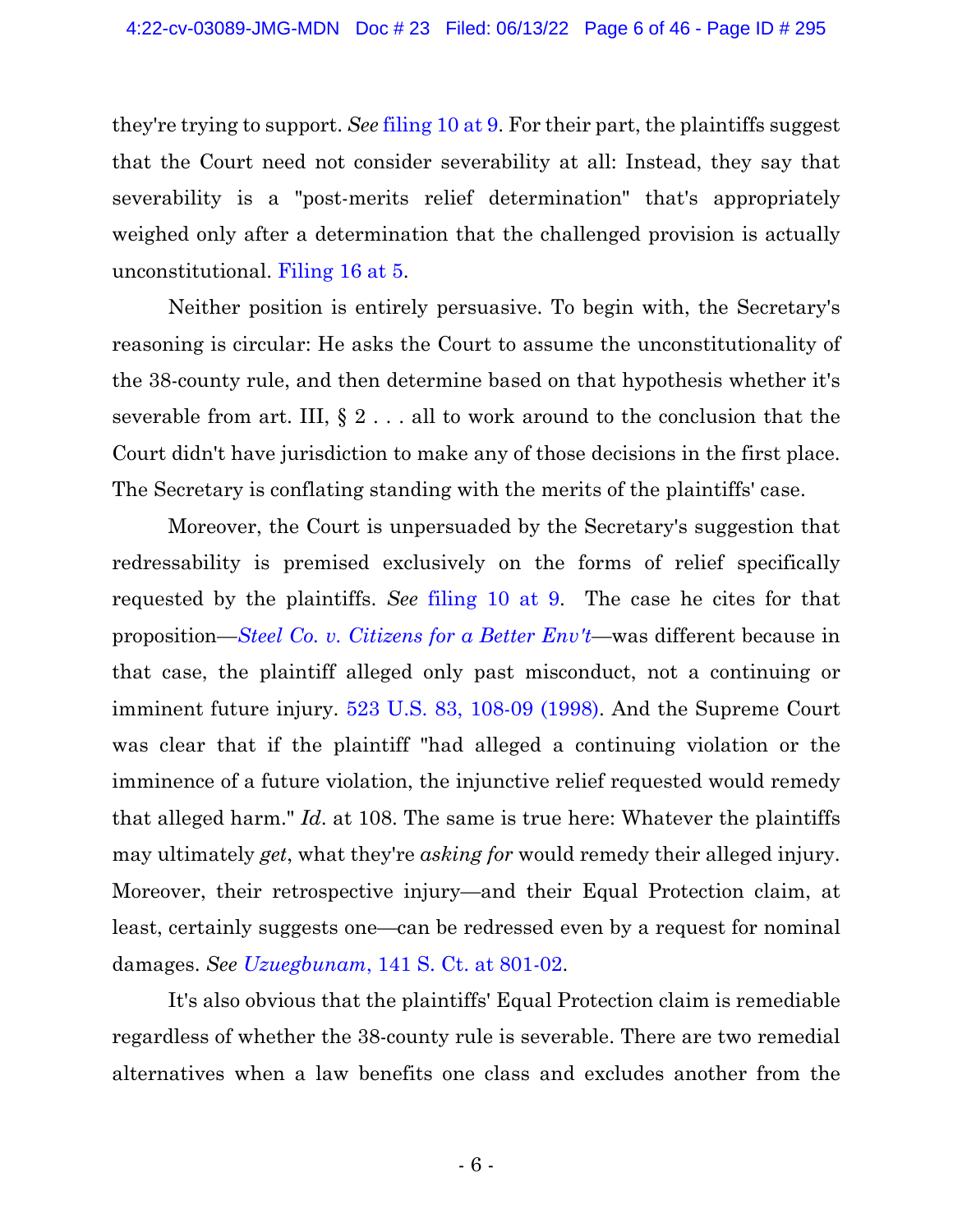they're trying to support. *See* filing 10 at 9. For their part, the plaintiffs suggest that the Court need not consider severability at all: Instead, they say that severability is a "post-merits relief determination" that's appropriately weighed only after a determination that the challenged provision is actually unconstitutional. Filing 16 at 5.

Neither position is entirely persuasive. To begin with, the Secretary's reasoning is circular: He asks the Court to assume the unconstitutionality of the 38-county rule, and then determine based on that hypothesis whether it's severable from art. III, § 2 . . . all to work around to the conclusion that the Court didn't have jurisdiction to make any of those decisions in the first place. The Secretary is conflating standing with the merits of the plaintiffs' case.

Moreover, the Court is unpersuaded by the Secretary's suggestion that redressability is premised exclusively on the forms of relief specifically requested by the plaintiffs. *See* filing 10 at 9. The case he cites for that proposition—*Steel Co. v. Citizens for a Better Env't*—was different because in that case, the plaintiff alleged only past misconduct, not a continuing or imminent future injury. 523 U.S. 83, 108-09 (1998). And the Supreme Court was clear that if the plaintiff "had alleged a continuing violation or the imminence of a future violation, the injunctive relief requested would remedy that alleged harm." *Id*. at 108. The same is true here: Whatever the plaintiffs may ultimately *get*, what they're *asking for* would remedy their alleged injury. Moreover, their retrospective injury—and their Equal Protection claim, at least, certainly suggests one—can be redressed even by a request for nominal damages. *See* *Uzuegbunam*, 141 S. Ct. at 801-02.

It's also obvious that the plaintiffs' Equal Protection claim is remediable regardless of whether the 38-county rule is severable. There are two remedial alternatives when a law benefits one class and excludes another from the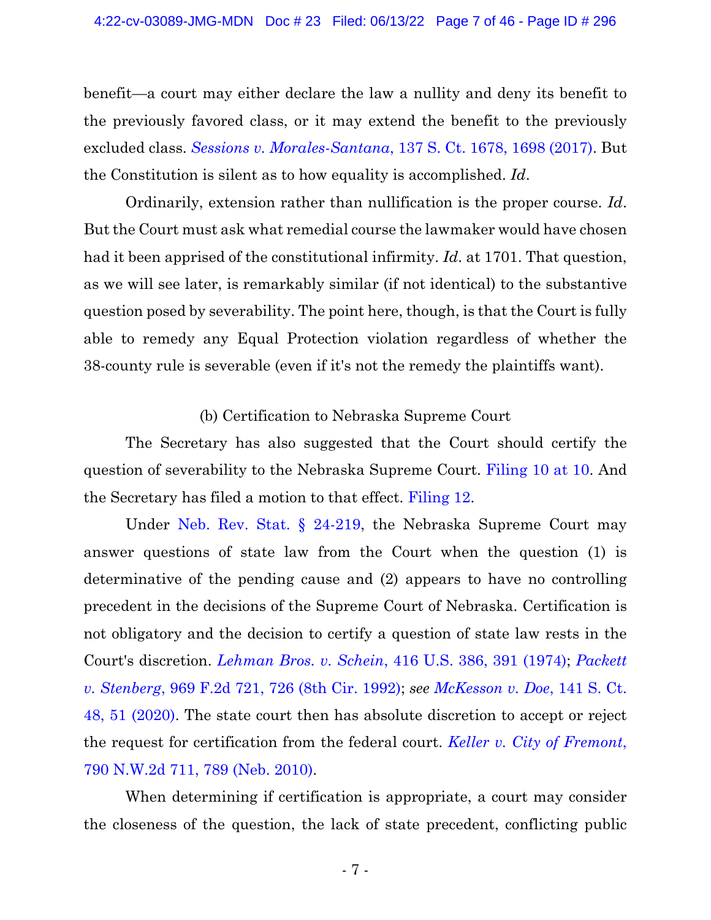benefit—a court may either declare the law a nullity and deny its benefit to the previously favored class, or it may extend the benefit to the previously excluded class. *Sessions v. Morales-Santana*, 137 S. Ct. 1678, 1698 (2017). But the Constitution is silent as to how equality is accomplished. *Id*.

Ordinarily, extension rather than nullification is the proper course. *Id*. But the Court must ask what remedial course the lawmaker would have chosen had it been apprised of the constitutional infirmity. *Id*. at 1701. That question, as we will see later, is remarkably similar (if not identical) to the substantive question posed by severability. The point here, though, is that the Court is fully able to remedy any Equal Protection violation regardless of whether the 38-county rule is severable (even if it's not the remedy the plaintiffs want).

(b) Certification to Nebraska Supreme Court

The Secretary has also suggested that the Court should certify the question of severability to the Nebraska Supreme Court. Filing 10 at 10. And the Secretary has filed a motion to that effect. Filing 12.

Under Neb. Rev. Stat. § 24-219, the Nebraska Supreme Court may answer questions of state law from the Court when the question (1) is determinative of the pending cause and (2) appears to have no controlling precedent in the decisions of the Supreme Court of Nebraska. Certification is not obligatory and the decision to certify a question of state law rests in the Court's discretion. *Lehman Bros. v. Schein*, 416 U.S. 386, 391 (1974); *Packett v. Stenberg*, 969 F.2d 721, 726 (8th Cir. 1992); *see McKesson v. Doe*, 141 S. Ct. 48, 51 (2020). The state court then has absolute discretion to accept or reject the request for certification from the federal court. *Keller v. City of Fremont*, 790 N.W.2d 711, 789 (Neb. 2010).

When determining if certification is appropriate, a court may consider the closeness of the question, the lack of state precedent, conflicting public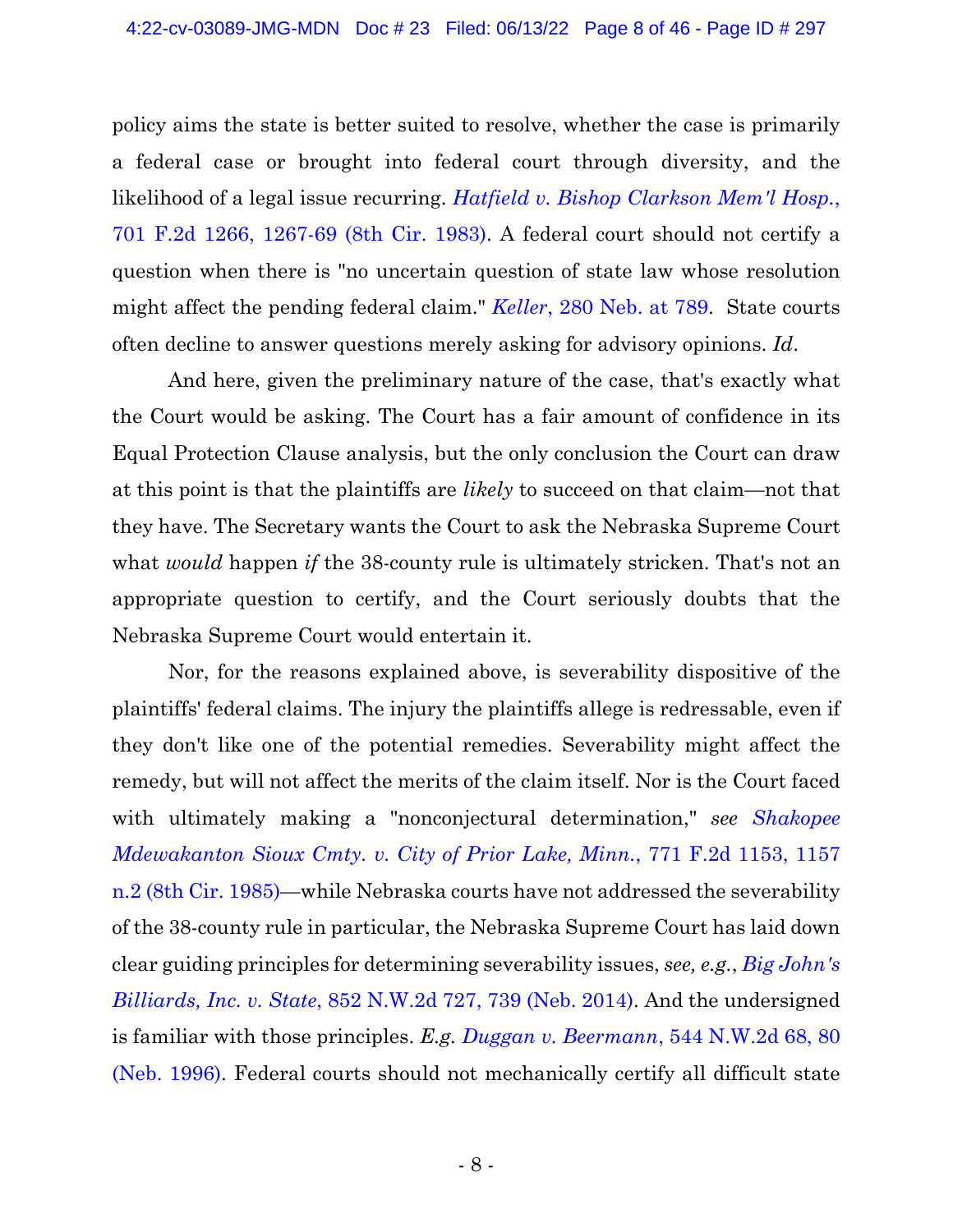policy aims the state is better suited to resolve, whether the case is primarily a federal case or brought into federal court through diversity, and the likelihood of a legal issue recurring. *Hatfield v. Bishop Clarkson Mem'l Hosp.*, 701 F.2d 1266, 1267-69 (8th Cir. 1983). A federal court should not certify a question when there is "no uncertain question of state law whose resolution might affect the pending federal claim." *Keller*, 280 Neb. at 789. State courts often decline to answer questions merely asking for advisory opinions. *Id*.

And here, given the preliminary nature of the case, that's exactly what the Court would be asking. The Court has a fair amount of confidence in its Equal Protection Clause analysis, but the only conclusion the Court can draw at this point is that the plaintiffs are *likely* to succeed on that claim—not that they have. The Secretary wants the Court to ask the Nebraska Supreme Court what *would* happen *if* the 38-county rule is ultimately stricken. That's not an appropriate question to certify, and the Court seriously doubts that the Nebraska Supreme Court would entertain it.

Nor, for the reasons explained above, is severability dispositive of the plaintiffs' federal claims. The injury the plaintiffs allege is redressable, even if they don't like one of the potential remedies. Severability might affect the remedy, but will not affect the merits of the claim itself. Nor is the Court faced with ultimately making a "nonconjectural determination," *see Shakopee Mdewakanton Sioux Cmty. v. City of Prior Lake, Minn.*, 771 F.2d 1153, 1157 n.2 (8th Cir. 1985)—while Nebraska courts have not addressed the severability of the 38-county rule in particular, the Nebraska Supreme Court has laid down clear guiding principles for determining severability issues, *see, e.g.*, *Big John's Billiards, Inc. v. State*, 852 N.W.2d 727, 739 (Neb. 2014). And the undersigned is familiar with those principles. *E.g. Duggan v. Beermann*, 544 N.W.2d 68, 80 (Neb. 1996). Federal courts should not mechanically certify all difficult state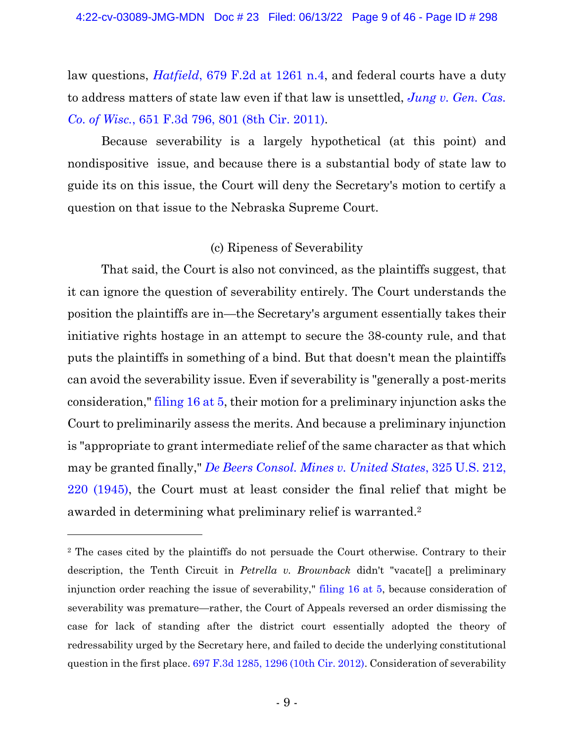law questions, *Hatfield*, 679 F.2d at 1261 n.4, and federal courts have a duty to address matters of state law even if that law is unsettled, *Jung v. Gen. Cas. Co. of Wisc.*, 651 F.3d 796, 801 (8th Cir. 2011).

Because severability is a largely hypothetical (at this point) and nondispositive issue, and because there is a substantial body of state law to guide its on this issue, the Court will deny the Secretary's motion to certify a question on that issue to the Nebraska Supreme Court.

(c) Ripeness of Severability

That said, the Court is also not convinced, as the plaintiffs suggest, that it can ignore the question of severability entirely. The Court understands the position the plaintiffs are in—the Secretary's argument essentially takes their initiative rights hostage in an attempt to secure the 38-county rule, and that puts the plaintiffs in something of a bind. But that doesn't mean the plaintiffs can avoid the severability issue. Even if severability is "generally a post-merits consideration," filing 16 at 5, their motion for a preliminary injunction asks the Court to preliminarily assess the merits. And because a preliminary injunction is "appropriate to grant intermediate relief of the same character as that which may be granted finally," *De Beers Consol. Mines v. United States*, 325 U.S. 212, 220 (1945), the Court must at least consider the final relief that might be awarded in determining what preliminary relief is warranted.[2]

---

[2] The cases cited by the plaintiffs do not persuade the Court otherwise. Contrary to their description, the Tenth Circuit in *Petrella v. Brownback* didn't "vacate[] a preliminary injunction order reaching the issue of severability," filing 16 at 5, because consideration of severability was premature—rather, the Court of Appeals reversed an order dismissing the case for lack of standing after the district court essentially adopted the theory of redressability urged by the Secretary here, and failed to decide the underlying constitutional question in the first place. 697 F.3d 1285, 1296 (10th Cir. 2012). Consideration of severability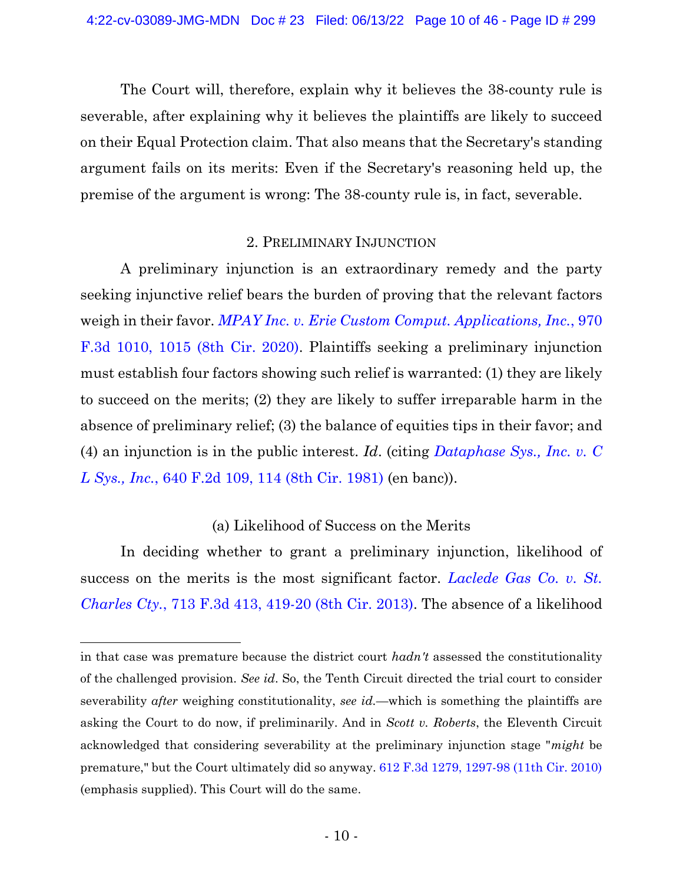The Court will, therefore, explain why it believes the 38-county rule is severable, after explaining why it believes the plaintiffs are likely to succeed on their Equal Protection claim. That also means that the Secretary's standing argument fails on its merits: Even if the Secretary's reasoning held up, the premise of the argument is wrong: The 38-county rule is, in fact, severable.

### 2. Preliminary Injunction

A preliminary injunction is an extraordinary remedy and the party seeking injunctive relief bears the burden of proving that the relevant factors weigh in their favor. *MPAY Inc. v. Erie Custom Comput. Applications, Inc.*, 970 F.3d 1010, 1015 (8th Cir. 2020). Plaintiffs seeking a preliminary injunction must establish four factors showing such relief is warranted: (1) they are likely to succeed on the merits; (2) they are likely to suffer irreparable harm in the absence of preliminary relief; (3) the balance of equities tips in their favor; and (4) an injunction is in the public interest. *Id*. (citing *Dataphase Sys., Inc. v. C L Sys., Inc.*, 640 F.2d 109, 114 (8th Cir. 1981) (en banc)).

#### (a) Likelihood of Success on the Merits

In deciding whether to grant a preliminary injunction, likelihood of success on the merits is the most significant factor. *Laclede Gas Co. v. St. Charles Cty.*, 713 F.3d 413, 419-20 (8th Cir. 2013). The absence of a likelihood

---

in that case was premature because the district court *hadn't* assessed the constitutionality of the challenged provision. *See id*. So, the Tenth Circuit directed the trial court to consider severability *after* weighing constitutionality, *see id.*—which is something the plaintiffs are asking the Court to do now, if preliminarily. And in *Scott v. Roberts*, the Eleventh Circuit acknowledged that considering severability at the preliminary injunction stage "*might* be premature," but the Court ultimately did so anyway. 612 F.3d 1279, 1297-98 (11th Cir. 2010) (emphasis supplied). This Court will do the same.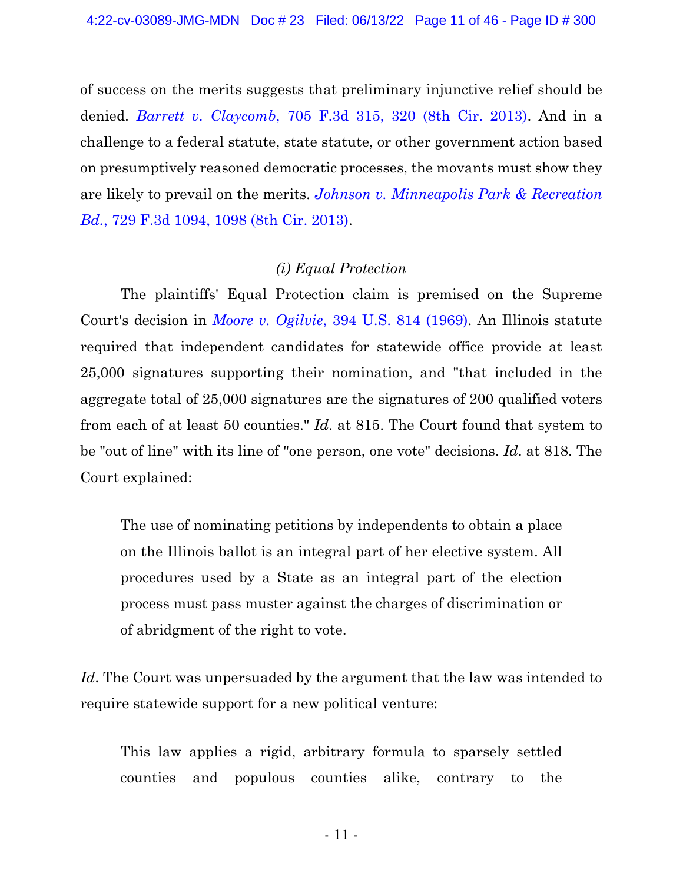of success on the merits suggests that preliminary injunctive relief should be denied. *Barrett v. Claycomb*, 705 F.3d 315, 320 (8th Cir. 2013). And in a challenge to a federal statute, state statute, or other government action based on presumptively reasoned democratic processes, the movants must show they are likely to prevail on the merits. *Johnson v. Minneapolis Park & Recreation Bd.*, 729 F.3d 1094, 1098 (8th Cir. 2013).

*(i) Equal Protection*

The plaintiffs' Equal Protection claim is premised on the Supreme Court's decision in *Moore v. Ogilvie*, 394 U.S. 814 (1969). An Illinois statute required that independent candidates for statewide office provide at least 25,000 signatures supporting their nomination, and "that included in the aggregate total of 25,000 signatures are the signatures of 200 qualified voters from each of at least 50 counties." *Id*. at 815. The Court found that system to be "out of line" with its line of "one person, one vote" decisions. *Id*. at 818. The Court explained:

> The use of nominating petitions by independents to obtain a place on the Illinois ballot is an integral part of her elective system. All procedures used by a State as an integral part of the election process must pass muster against the charges of discrimination or of abridgment of the right to vote.

*Id*. The Court was unpersuaded by the argument that the law was intended to require statewide support for a new political venture:

> This law applies a rigid, arbitrary formula to sparsely settled counties and populous counties alike, contrary to the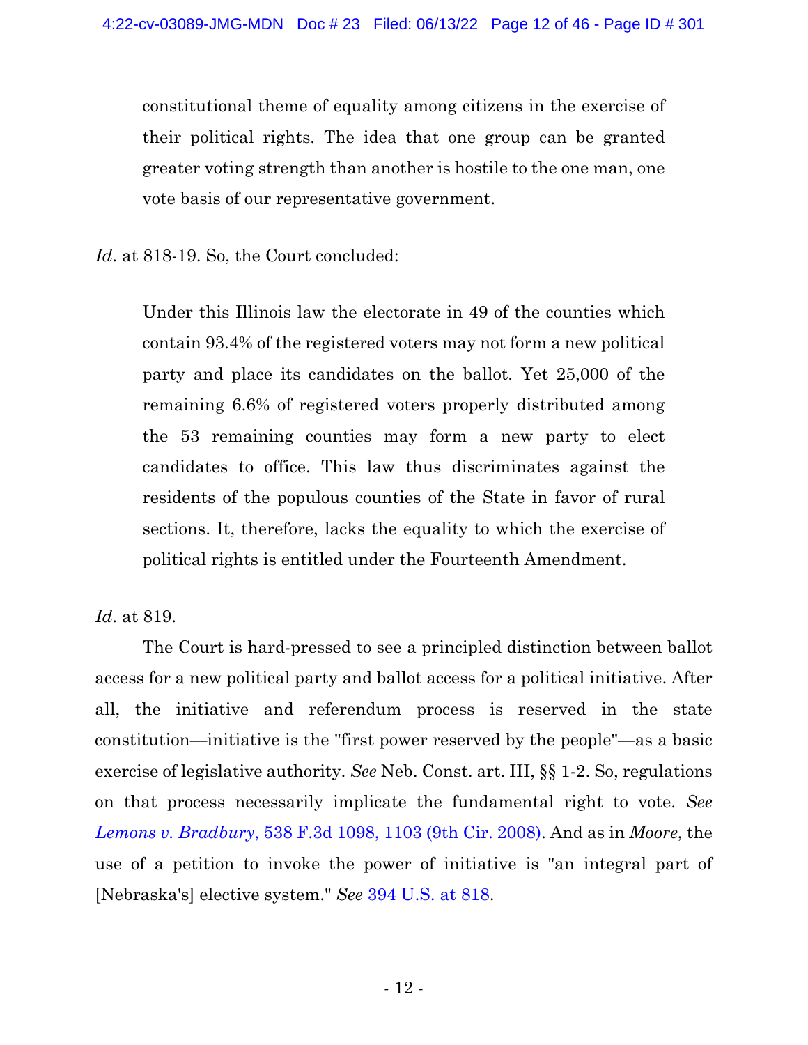> constitutional theme of equality among citizens in the exercise of their political rights. The idea that one group can be granted greater voting strength than another is hostile to the one man, one vote basis of our representative government.

*Id*. at 818-19. So, the Court concluded:

> Under this Illinois law the electorate in 49 of the counties which contain 93.4% of the registered voters may not form a new political party and place its candidates on the ballot. Yet 25,000 of the remaining 6.6% of registered voters properly distributed among the 53 remaining counties may form a new party to elect candidates to office. This law thus discriminates against the residents of the populous counties of the State in favor of rural sections. It, therefore, lacks the equality to which the exercise of political rights is entitled under the Fourteenth Amendment.

*Id*. at 819.

The Court is hard-pressed to see a principled distinction between ballot access for a new political party and ballot access for a political initiative. After all, the initiative and referendum process is reserved in the state constitution—initiative is the "first power reserved by the people"—as a basic exercise of legislative authority. *See* Neb. Const. art. III, §§ 1-2. So, regulations on that process necessarily implicate the fundamental right to vote. *See* *Lemons v. Bradbury*, 538 F.3d 1098, 1103 (9th Cir. 2008). And as in *Moore*, the use of a petition to invoke the power of initiative is "an integral part of [Nebraska's] elective system." *See* 394 U.S. at 818.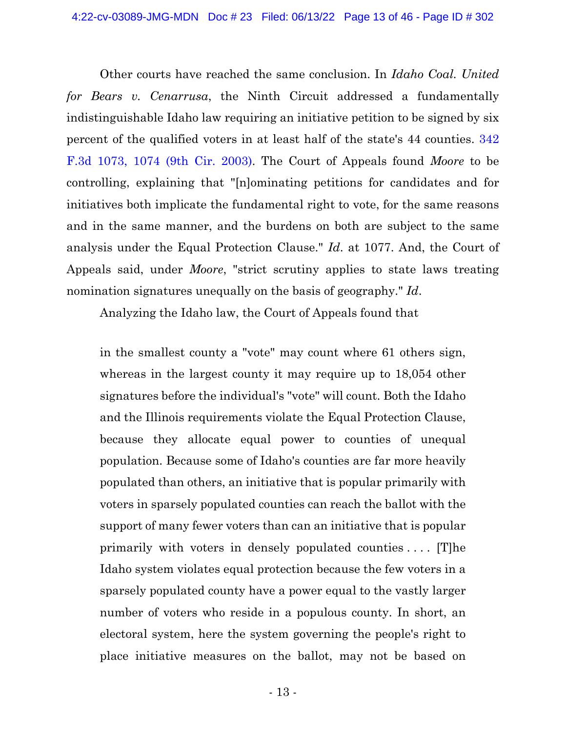Other courts have reached the same conclusion. In *Idaho Coal. United for Bears v. Cenarrusa*, the Ninth Circuit addressed a fundamentally indistinguishable Idaho law requiring an initiative petition to be signed by six percent of the qualified voters in at least half of the state's 44 counties. 342 F.3d 1073, 1074 (9th Cir. 2003). The Court of Appeals found *Moore* to be controlling, explaining that "[n]ominating petitions for candidates and for initiatives both implicate the fundamental right to vote, for the same reasons and in the same manner, and the burdens on both are subject to the same analysis under the Equal Protection Clause." *Id*. at 1077. And, the Court of Appeals said, under *Moore*, "strict scrutiny applies to state laws treating nomination signatures unequally on the basis of geography." *Id*.

Analyzing the Idaho law, the Court of Appeals found that

> in the smallest county a "vote" may count where 61 others sign, whereas in the largest county it may require up to 18,054 other signatures before the individual's "vote" will count. Both the Idaho and the Illinois requirements violate the Equal Protection Clause, because they allocate equal power to counties of unequal population. Because some of Idaho's counties are far more heavily populated than others, an initiative that is popular primarily with voters in sparsely populated counties can reach the ballot with the support of many fewer voters than can an initiative that is popular primarily with voters in densely populated counties . . . . [T]he Idaho system violates equal protection because the few voters in a sparsely populated county have a power equal to the vastly larger number of voters who reside in a populous county. In short, an electoral system, here the system governing the people's right to place initiative measures on the ballot, may not be based on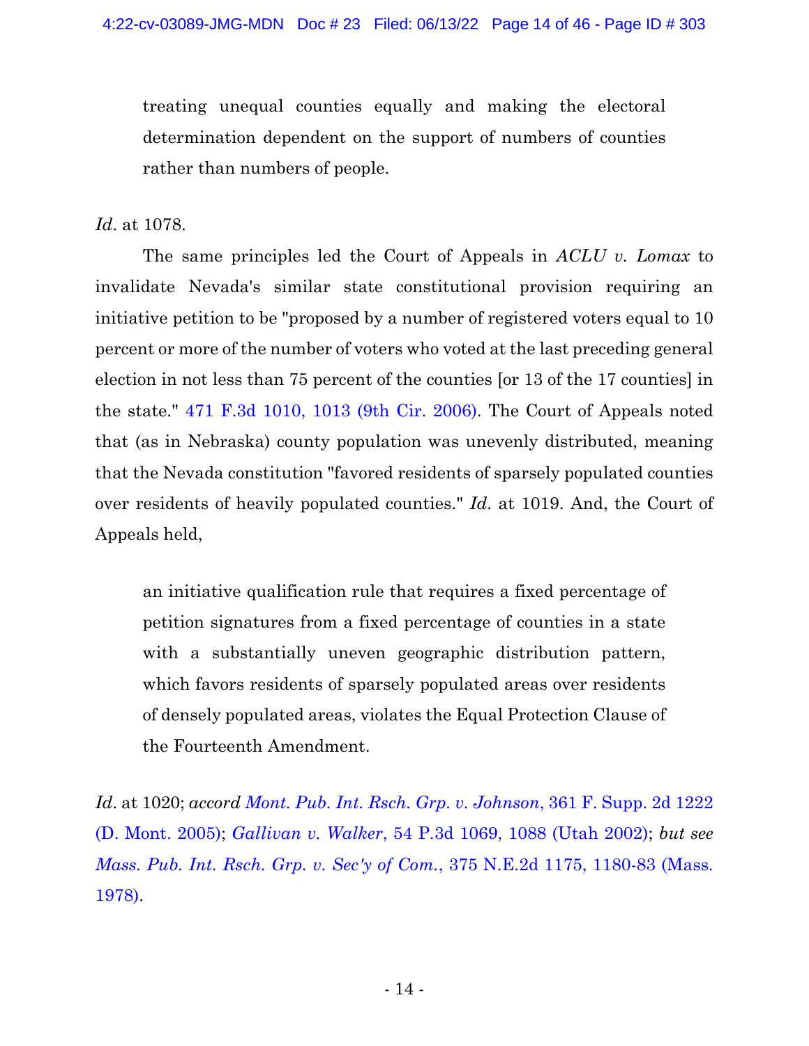> treating unequal counties equally and making the electoral determination dependent on the support of numbers of counties rather than numbers of people.

*Id*. at 1078.

The same principles led the Court of Appeals in *ACLU v. Lomax* to invalidate Nevada's similar state constitutional provision requiring an initiative petition to be "proposed by a number of registered voters equal to 10 percent or more of the number of voters who voted at the last preceding general election in not less than 75 percent of the counties [or 13 of the 17 counties] in the state." 471 F.3d 1010, 1013 (9th Cir. 2006). The Court of Appeals noted that (as in Nebraska) county population was unevenly distributed, meaning that the Nevada constitution "favored residents of sparsely populated counties over residents of heavily populated counties." *Id*. at 1019. And, the Court of Appeals held,

> an initiative qualification rule that requires a fixed percentage of petition signatures from a fixed percentage of counties in a state with a substantially uneven geographic distribution pattern, which favors residents of sparsely populated areas over residents of densely populated areas, violates the Equal Protection Clause of the Fourteenth Amendment.

*Id*. at 1020; *accord Mont. Pub. Int. Rsch. Grp. v. Johnson*, 361 F. Supp. 2d 1222 (D. Mont. 2005); *Gallivan v. Walker*, 54 P.3d 1069, 1088 (Utah 2002); *but see Mass. Pub. Int. Rsch. Grp. v. Sec'y of Com.*, 375 N.E.2d 1175, 1180-83 (Mass. 1978).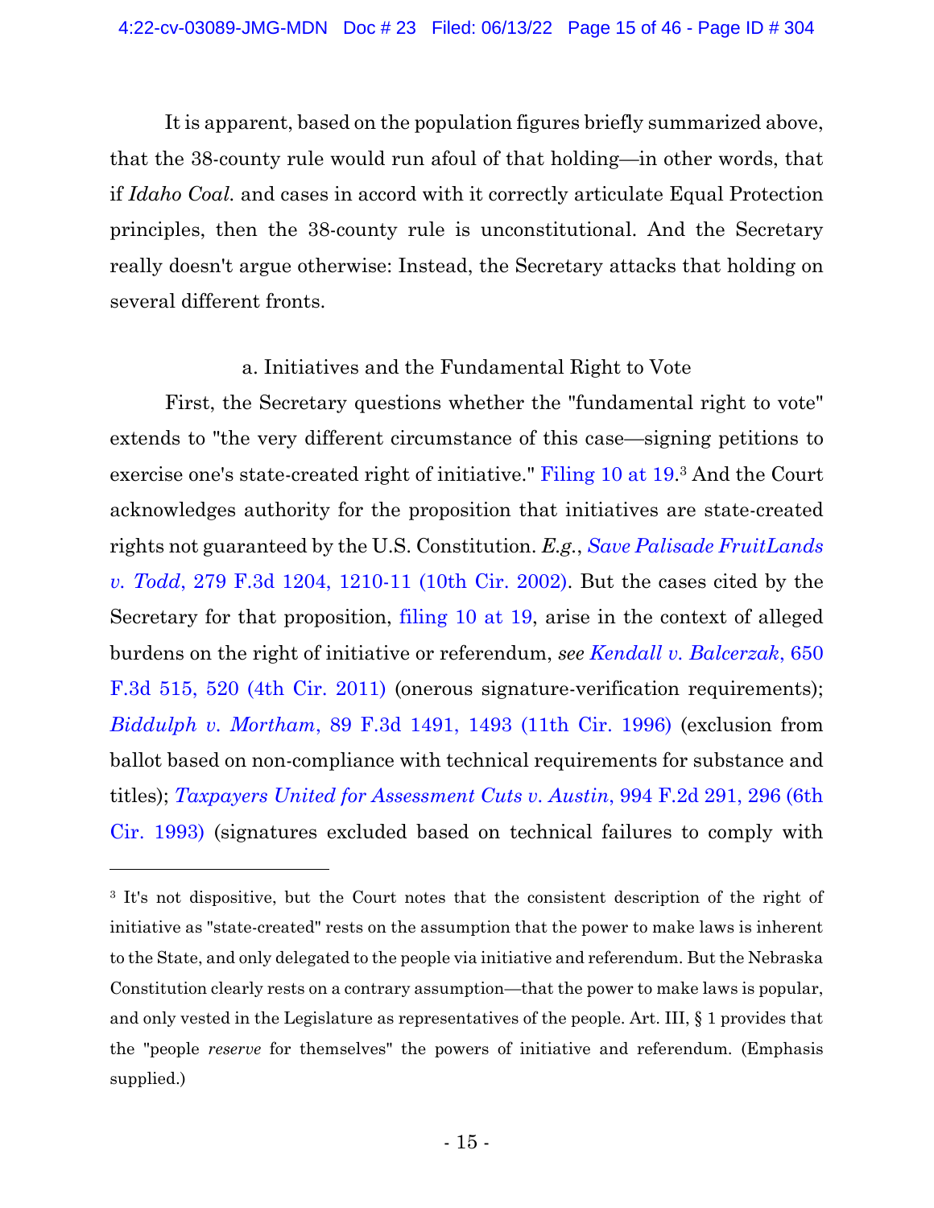It is apparent, based on the population figures briefly summarized above, that the 38-county rule would run afoul of that holding—in other words, that if *Idaho Coal.* and cases in accord with it correctly articulate Equal Protection principles, then the 38-county rule is unconstitutional. And the Secretary really doesn't argue otherwise: Instead, the Secretary attacks that holding on several different fronts.

a. Initiatives and the Fundamental Right to Vote

First, the Secretary questions whether the "fundamental right to vote" extends to "the very different circumstance of this case—signing petitions to exercise one's state-created right of initiative." Filing 10 at 19.[3] And the Court acknowledges authority for the proposition that initiatives are state-created rights not guaranteed by the U.S. Constitution. *E.g.*, *Save Palisade FruitLands v. Todd*, 279 F.3d 1204, 1210-11 (10th Cir. 2002). But the cases cited by the Secretary for that proposition, filing 10 at 19, arise in the context of alleged burdens on the right of initiative or referendum, *see Kendall v. Balcerzak*, 650 F.3d 515, 520 (4th Cir. 2011) (onerous signature-verification requirements); *Biddulph v. Mortham*, 89 F.3d 1491, 1493 (11th Cir. 1996) (exclusion from ballot based on non-compliance with technical requirements for substance and titles); *Taxpayers United for Assessment Cuts v. Austin*, 994 F.2d 291, 296 (6th Cir. 1993) (signatures excluded based on technical failures to comply with

---

[3] It's not dispositive, but the Court notes that the consistent description of the right of initiative as "state-created" rests on the assumption that the power to make laws is inherent to the State, and only delegated to the people via initiative and referendum. But the Nebraska Constitution clearly rests on a contrary assumption—that the power to make laws is popular, and only vested in the Legislature as representatives of the people. Art. III, § 1 provides that the "people *reserve* for themselves" the powers of initiative and referendum. (Emphasis supplied.)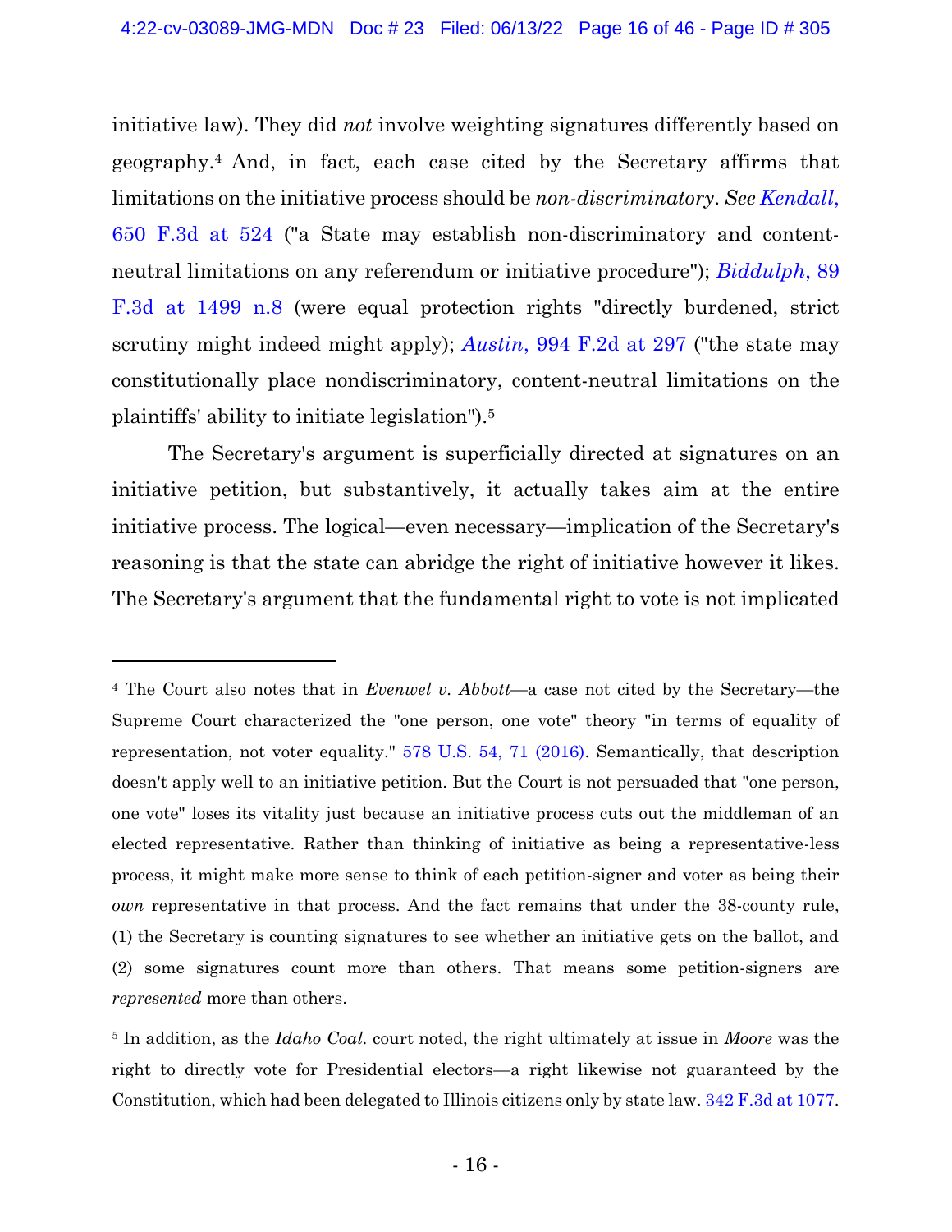initiative law). They did *not* involve weighting signatures differently based on geography.[4] And, in fact, each case cited by the Secretary affirms that limitations on the initiative process should be *non-discriminatory*. *See Kendall*, 650 F.3d at 524 ("a State may establish non-discriminatory and content-neutral limitations on any referendum or initiative procedure"); *Biddulph*, 89 F.3d at 1499 n.8 (were equal protection rights "directly burdened, strict scrutiny might indeed might apply); *Austin*, 994 F.2d at 297 ("the state may constitutionally place nondiscriminatory, content-neutral limitations on the plaintiffs' ability to initiate legislation").[5]

The Secretary's argument is superficially directed at signatures on an initiative petition, but substantively, it actually takes aim at the entire initiative process. The logical—even necessary—implication of the Secretary's reasoning is that the state can abridge the right of initiative however it likes. The Secretary's argument that the fundamental right to vote is not implicated

---

[4] The Court also notes that in *Evenwel v. Abbott*—a case not cited by the Secretary—the Supreme Court characterized the "one person, one vote" theory "in terms of equality of representation, not voter equality." 578 U.S. 54, 71 (2016). Semantically, that description doesn't apply well to an initiative petition. But the Court is not persuaded that "one person, one vote" loses its vitality just because an initiative process cuts out the middleman of an elected representative. Rather than thinking of initiative as being a representative-less process, it might make more sense to think of each petition-signer and voter as being their *own* representative in that process. And the fact remains that under the 38-county rule, (1) the Secretary is counting signatures to see whether an initiative gets on the ballot, and (2) some signatures count more than others. That means some petition-signers are *represented* more than others.

[5] In addition, as the *Idaho Coal.* court noted, the right ultimately at issue in *Moore* was the right to directly vote for Presidential electors—a right likewise not guaranteed by the Constitution, which had been delegated to Illinois citizens only by state law. 342 F.3d at 1077.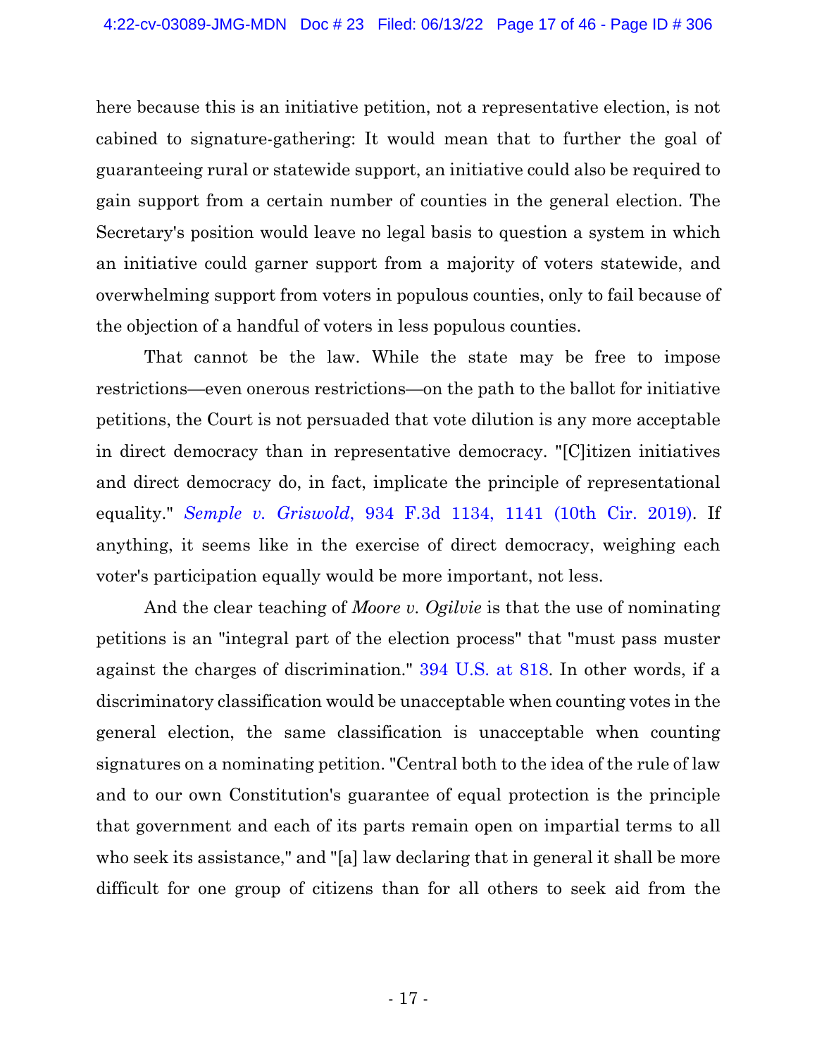here because this is an initiative petition, not a representative election, is not cabined to signature-gathering: It would mean that to further the goal of guaranteeing rural or statewide support, an initiative could also be required to gain support from a certain number of counties in the general election. The Secretary's position would leave no legal basis to question a system in which an initiative could garner support from a majority of voters statewide, and overwhelming support from voters in populous counties, only to fail because of the objection of a handful of voters in less populous counties.

That cannot be the law. While the state may be free to impose restrictions—even onerous restrictions—on the path to the ballot for initiative petitions, the Court is not persuaded that vote dilution is any more acceptable in direct democracy than in representative democracy. "[C]itizen initiatives and direct democracy do, in fact, implicate the principle of representational equality." *Semple v. Griswold*, 934 F.3d 1134, 1141 (10th Cir. 2019). If anything, it seems like in the exercise of direct democracy, weighing each voter's participation equally would be more important, not less.

And the clear teaching of *Moore v. Ogilvie* is that the use of nominating petitions is an "integral part of the election process" that "must pass muster against the charges of discrimination." 394 U.S. at 818. In other words, if a discriminatory classification would be unacceptable when counting votes in the general election, the same classification is unacceptable when counting signatures on a nominating petition. "Central both to the idea of the rule of law and to our own Constitution's guarantee of equal protection is the principle that government and each of its parts remain open on impartial terms to all who seek its assistance," and "[a] law declaring that in general it shall be more difficult for one group of citizens than for all others to seek aid from the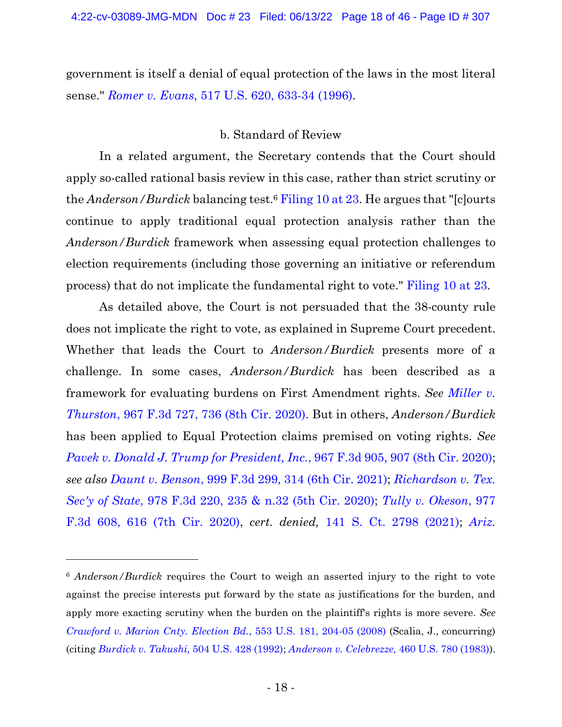government is itself a denial of equal protection of the laws in the most literal sense." *Romer v. Evans*, 517 U.S. 620, 633-34 (1996).

b. Standard of Review

In a related argument, the Secretary contends that the Court should apply so-called rational basis review in this case, rather than strict scrutiny or the *Anderson/Burdick* balancing test.[6] Filing 10 at 23. He argues that "[c]ourts continue to apply traditional equal protection analysis rather than the *Anderson/Burdick* framework when assessing equal protection challenges to election requirements (including those governing an initiative or referendum process) that do not implicate the fundamental right to vote." Filing 10 at 23.

As detailed above, the Court is not persuaded that the 38-county rule does not implicate the right to vote, as explained in Supreme Court precedent. Whether that leads the Court to *Anderson/Burdick* presents more of a challenge. In some cases, *Anderson/Burdick* has been described as a framework for evaluating burdens on First Amendment rights. *See Miller v. Thurston*, 967 F.3d 727, 736 (8th Cir. 2020). But in others, *Anderson/Burdick* has been applied to Equal Protection claims premised on voting rights. *See Pavek v. Donald J. Trump for President, Inc.*, 967 F.3d 905, 907 (8th Cir. 2020); *see also Daunt v. Benson*, 999 F.3d 299, 314 (6th Cir. 2021); *Richardson v. Tex. Sec'y of State*, 978 F.3d 220, 235 & n.32 (5th Cir. 2020); *Tully v. Okeson*, 977 F.3d 608, 616 (7th Cir. 2020), *cert. denied,* 141 S. Ct. 2798 (2021); *Ariz.*

---

[6] *Anderson/Burdick* requires the Court to weigh an asserted injury to the right to vote against the precise interests put forward by the state as justifications for the burden, and apply more exacting scrutiny when the burden on the plaintiff's rights is more severe. *See Crawford v. Marion Cnty. Election Bd.*, 553 U.S. 181, 204-05 (2008) (Scalia, J., concurring) (citing *Burdick v. Takushi,* 504 U.S. 428 (1992); *Anderson v. Celebrezze,* 460 U.S. 780 (1983)).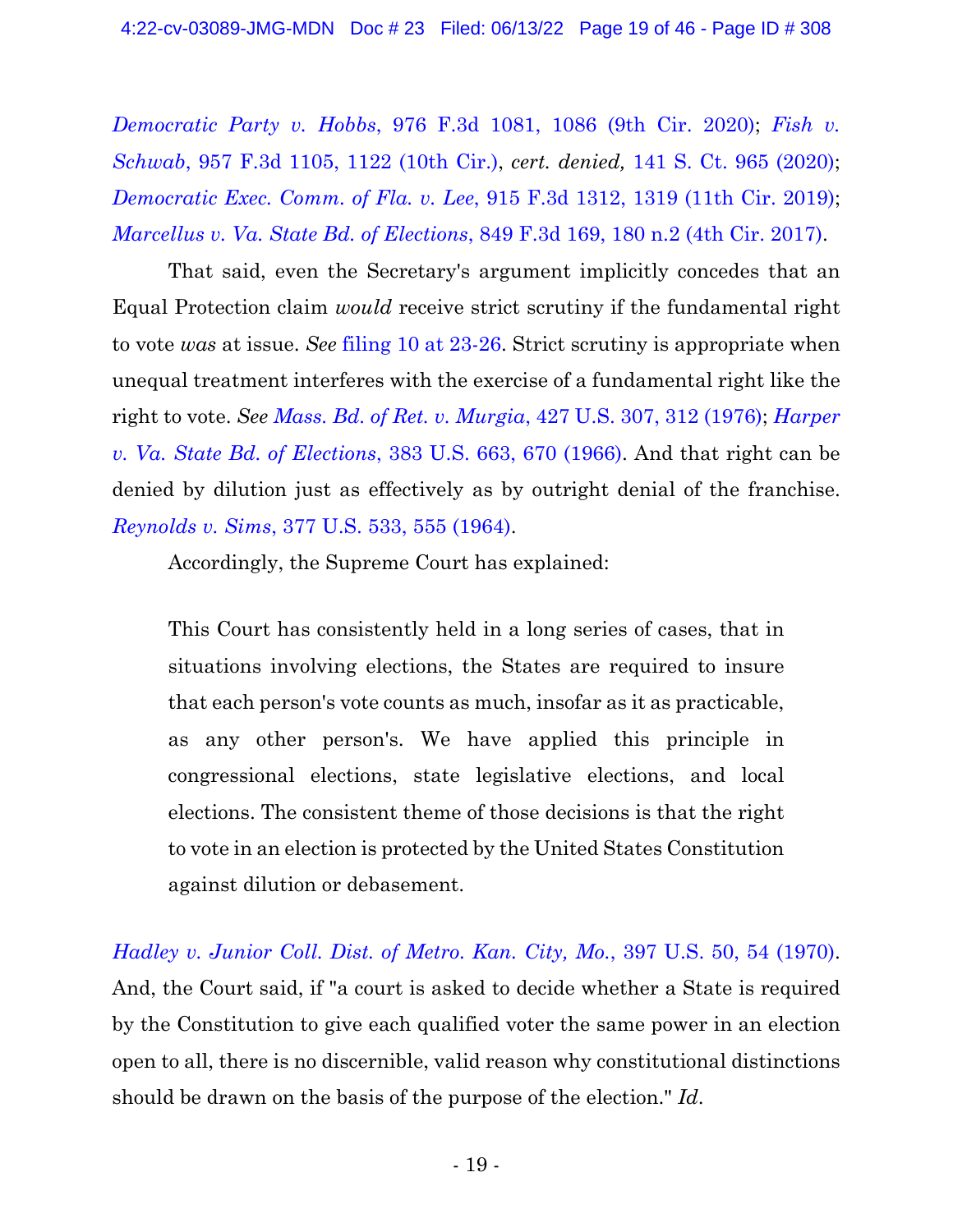*Democratic Party v. Hobbs*, 976 F.3d 1081, 1086 (9th Cir. 2020); *Fish v. Schwab*, 957 F.3d 1105, 1122 (10th Cir.), *cert. denied,* 141 S. Ct. 965 (2020); *Democratic Exec. Comm. of Fla. v. Lee*, 915 F.3d 1312, 1319 (11th Cir. 2019); *Marcellus v. Va. State Bd. of Elections*, 849 F.3d 169, 180 n.2 (4th Cir. 2017).

That said, even the Secretary's argument implicitly concedes that an Equal Protection claim *would* receive strict scrutiny if the fundamental right to vote *was* at issue. *See* filing 10 at 23-26. Strict scrutiny is appropriate when unequal treatment interferes with the exercise of a fundamental right like the right to vote. *See Mass. Bd. of Ret. v. Murgia*, 427 U.S. 307, 312 (1976); *Harper v. Va. State Bd. of Elections*, 383 U.S. 663, 670 (1966). And that right can be denied by dilution just as effectively as by outright denial of the franchise. *Reynolds v. Sims*, 377 U.S. 533, 555 (1964).

Accordingly, the Supreme Court has explained:

> This Court has consistently held in a long series of cases, that in situations involving elections, the States are required to insure that each person's vote counts as much, insofar as it as practicable, as any other person's. We have applied this principle in congressional elections, state legislative elections, and local elections. The consistent theme of those decisions is that the right to vote in an election is protected by the United States Constitution against dilution or debasement.

*Hadley v. Junior Coll. Dist. of Metro. Kan. City, Mo.*, 397 U.S. 50, 54 (1970). And, the Court said, if "a court is asked to decide whether a State is required by the Constitution to give each qualified voter the same power in an election open to all, there is no discernible, valid reason why constitutional distinctions should be drawn on the basis of the purpose of the election." *Id*.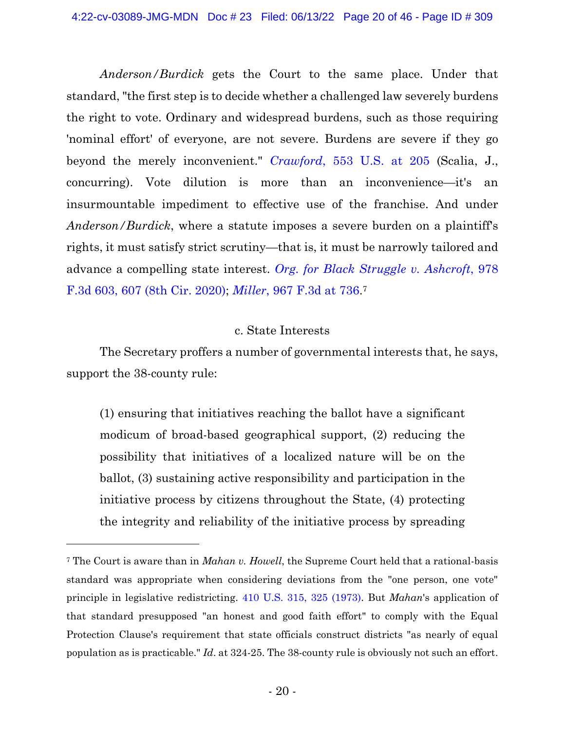*Anderson/Burdick* gets the Court to the same place. Under that standard, "the first step is to decide whether a challenged law severely burdens the right to vote. Ordinary and widespread burdens, such as those requiring 'nominal effort' of everyone, are not severe. Burdens are severe if they go beyond the merely inconvenient." *Crawford*, 553 U.S. at 205 (Scalia, J., concurring). Vote dilution is more than an inconvenience—it's an insurmountable impediment to effective use of the franchise. And under *Anderson/Burdick*, where a statute imposes a severe burden on a plaintiff's rights, it must satisfy strict scrutiny—that is, it must be narrowly tailored and advance a compelling state interest. *Org. for Black Struggle v. Ashcroft*, 978 F.3d 603, 607 (8th Cir. 2020); *Miller*, 967 F.3d at 736.[7]

c. State Interests

The Secretary proffers a number of governmental interests that, he says, support the 38-county rule:

> (1) ensuring that initiatives reaching the ballot have a significant modicum of broad-based geographical support, (2) reducing the possibility that initiatives of a localized nature will be on the ballot, (3) sustaining active responsibility and participation in the initiative process by citizens throughout the State, (4) protecting the integrity and reliability of the initiative process by spreading

---

[7] The Court is aware than in *Mahan v. Howell*, the Supreme Court held that a rational-basis standard was appropriate when considering deviations from the "one person, one vote" principle in legislative redistricting. 410 U.S. 315, 325 (1973). But *Mahan*'s application of that standard presupposed "an honest and good faith effort" to comply with the Equal Protection Clause's requirement that state officials construct districts "as nearly of equal population as is practicable." *Id*. at 324-25. The 38-county rule is obviously not such an effort.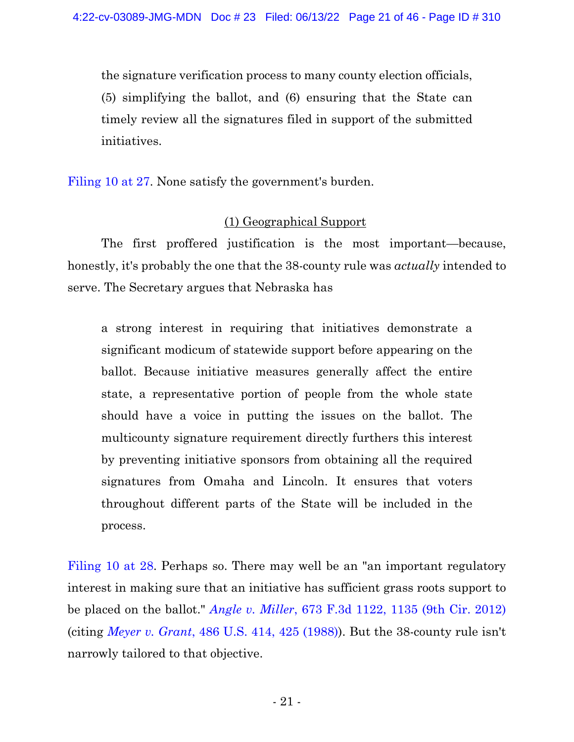> the signature verification process to many county election officials, (5) simplifying the ballot, and (6) ensuring that the State can timely review all the signatures filed in support of the submitted initiatives.

Filing 10 at 27. None satisfy the government's burden.

<u>(1) Geographical Support</u>

The first proffered justification is the most important—because, honestly, it's probably the one that the 38-county rule was *actually* intended to serve. The Secretary argues that Nebraska has

> a strong interest in requiring that initiatives demonstrate a significant modicum of statewide support before appearing on the ballot. Because initiative measures generally affect the entire state, a representative portion of people from the whole state should have a voice in putting the issues on the ballot. The multicounty signature requirement directly furthers this interest by preventing initiative sponsors from obtaining all the required signatures from Omaha and Lincoln. It ensures that voters throughout different parts of the State will be included in the process.

Filing 10 at 28. Perhaps so. There may well be an "an important regulatory interest in making sure that an initiative has sufficient grass roots support to be placed on the ballot." *Angle v. Miller*, 673 F.3d 1122, 1135 (9th Cir. 2012) (citing *Meyer v. Grant*, 486 U.S. 414, 425 (1988)). But the 38-county rule isn't narrowly tailored to that objective.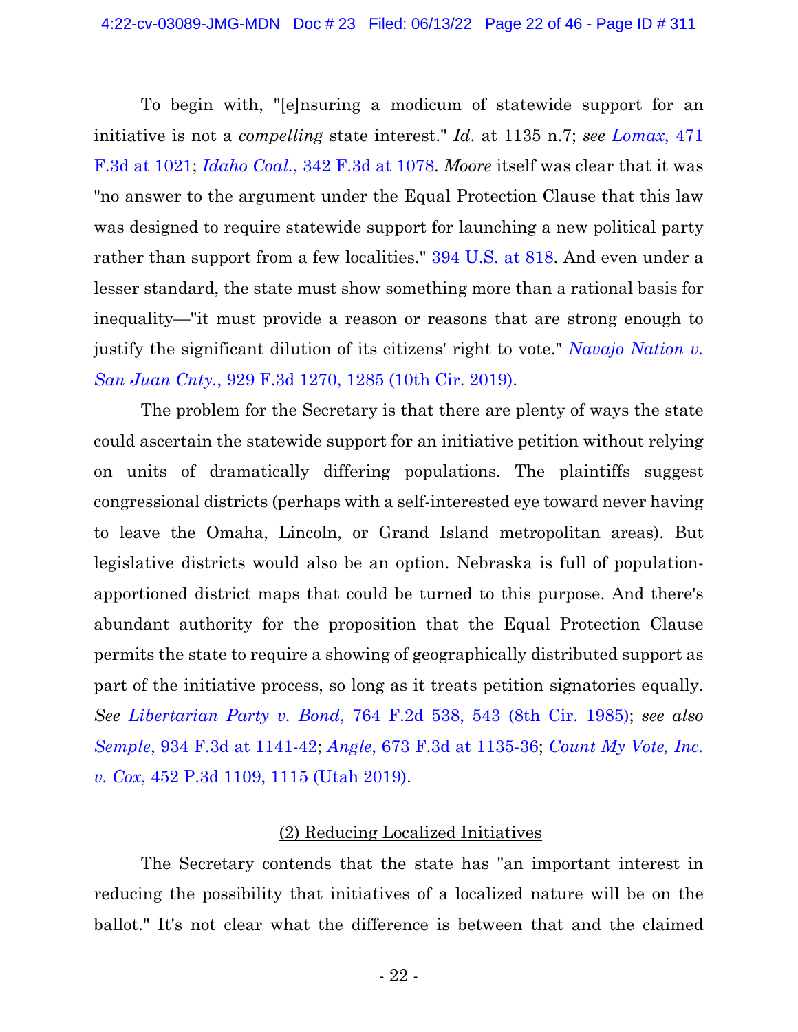To begin with, "[e]nsuring a modicum of statewide support for an initiative is not a *compelling* state interest." *Id.* at 1135 n.7; *see Lomax*, 471 F.3d at 1021; *Idaho Coal.*, 342 F.3d at 1078. *Moore* itself was clear that it was "no answer to the argument under the Equal Protection Clause that this law was designed to require statewide support for launching a new political party rather than support from a few localities." 394 U.S. at 818. And even under a lesser standard, the state must show something more than a rational basis for inequality—"it must provide a reason or reasons that are strong enough to justify the significant dilution of its citizens' right to vote." *Navajo Nation v. San Juan Cnty.*, 929 F.3d 1270, 1285 (10th Cir. 2019).

The problem for the Secretary is that there are plenty of ways the state could ascertain the statewide support for an initiative petition without relying on units of dramatically differing populations. The plaintiffs suggest congressional districts (perhaps with a self-interested eye toward never having to leave the Omaha, Lincoln, or Grand Island metropolitan areas). But legislative districts would also be an option. Nebraska is full of population-apportioned district maps that could be turned to this purpose. And there's abundant authority for the proposition that the Equal Protection Clause permits the state to require a showing of geographically distributed support as part of the initiative process, so long as it treats petition signatories equally. *See Libertarian Party v. Bond*, 764 F.2d 538, 543 (8th Cir. 1985); *see also Semple*, 934 F.3d at 1141-42; *Angle*, 673 F.3d at 1135-36; *Count My Vote, Inc. v. Cox*, 452 P.3d 1109, 1115 (Utah 2019).

<u>(2) Reducing Localized Initiatives</u>

The Secretary contends that the state has "an important interest in reducing the possibility that initiatives of a localized nature will be on the ballot." It's not clear what the difference is between that and the claimed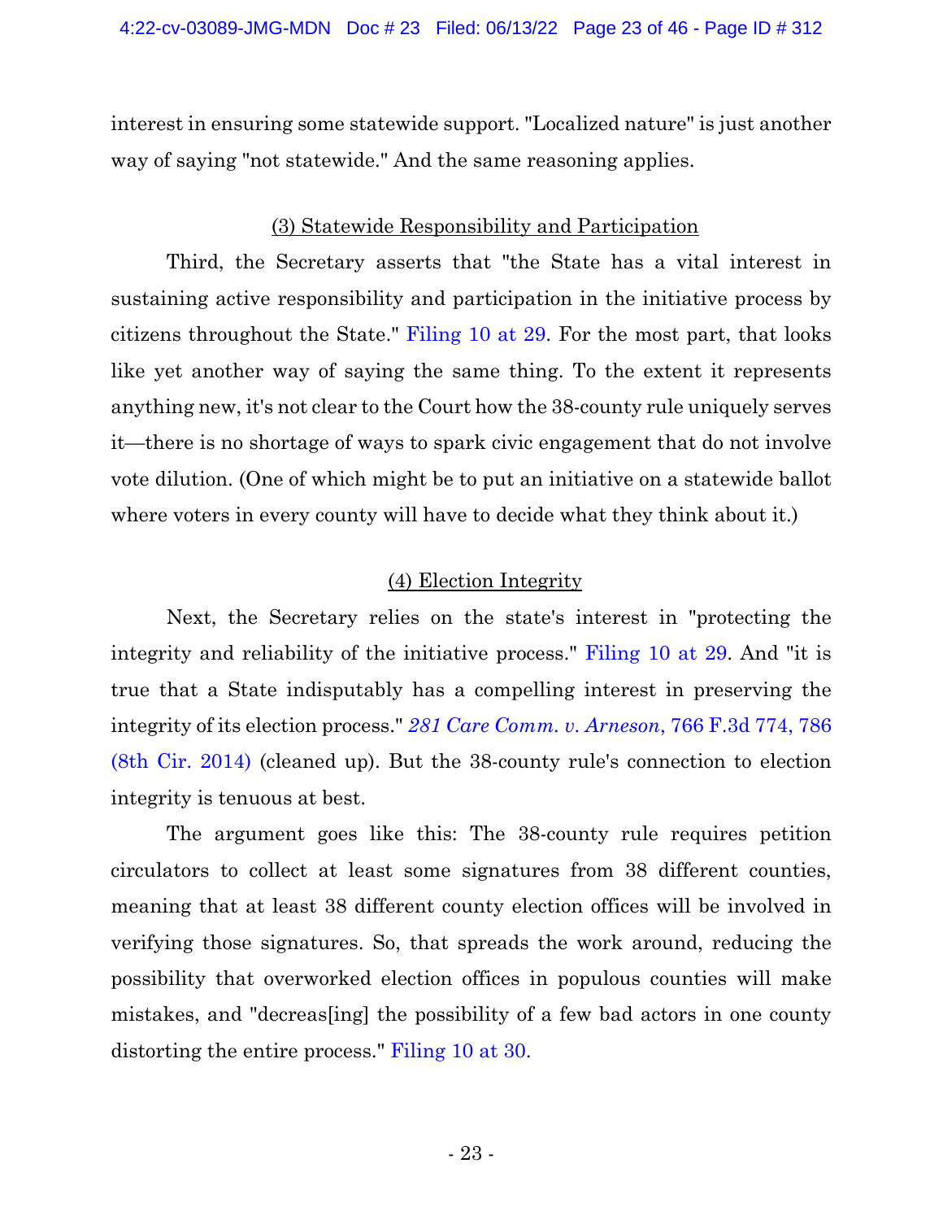interest in ensuring some statewide support. "Localized nature" is just another way of saying "not statewide." And the same reasoning applies.

(3) Statewide Responsibility and Participation

Third, the Secretary asserts that "the State has a vital interest in sustaining active responsibility and participation in the initiative process by citizens throughout the State." Filing 10 at 29. For the most part, that looks like yet another way of saying the same thing. To the extent it represents anything new, it's not clear to the Court how the 38-county rule uniquely serves it—there is no shortage of ways to spark civic engagement that do not involve vote dilution. (One of which might be to put an initiative on a statewide ballot where voters in every county will have to decide what they think about it.)

(4) Election Integrity

Next, the Secretary relies on the state's interest in "protecting the integrity and reliability of the initiative process." Filing 10 at 29. And "it is true that a State indisputably has a compelling interest in preserving the integrity of its election process." *281 Care Comm. v. Arneson*, 766 F.3d 774, 786 (8th Cir. 2014) (cleaned up). But the 38-county rule's connection to election integrity is tenuous at best.

The argument goes like this: The 38-county rule requires petition circulators to collect at least some signatures from 38 different counties, meaning that at least 38 different county election offices will be involved in verifying those signatures. So, that spreads the work around, reducing the possibility that overworked election offices in populous counties will make mistakes, and "decreas[ing] the possibility of a few bad actors in one county distorting the entire process." Filing 10 at 30.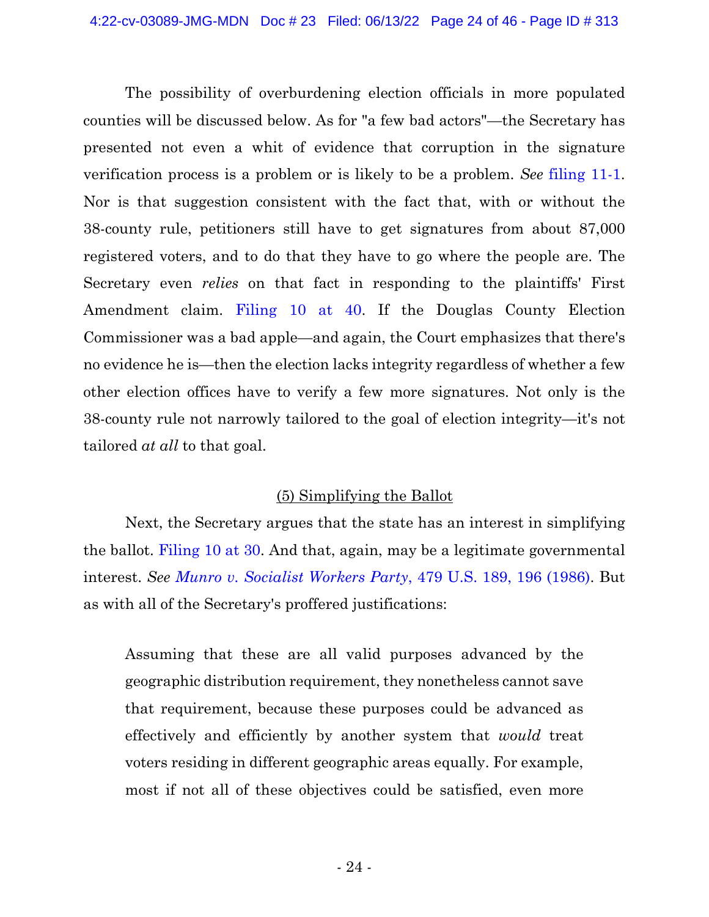The possibility of overburdening election officials in more populated counties will be discussed below. As for "a few bad actors"—the Secretary has presented not even a whit of evidence that corruption in the signature verification process is a problem or is likely to be a problem. *See* filing 11-1. Nor is that suggestion consistent with the fact that, with or without the 38-county rule, petitioners still have to get signatures from about 87,000 registered voters, and to do that they have to go where the people are. The Secretary even *relies* on that fact in responding to the plaintiffs' First Amendment claim. Filing 10 at 40. If the Douglas County Election Commissioner was a bad apple—and again, the Court emphasizes that there's no evidence he is—then the election lacks integrity regardless of whether a few other election offices have to verify a few more signatures. Not only is the 38-county rule not narrowly tailored to the goal of election integrity—it's not tailored *at all* to that goal.

<u>(5) Simplifying the Ballot</u>

Next, the Secretary argues that the state has an interest in simplifying the ballot. Filing 10 at 30. And that, again, may be a legitimate governmental interest. *See Munro v. Socialist Workers Party*, 479 U.S. 189, 196 (1986). But as with all of the Secretary's proffered justifications:

> Assuming that these are all valid purposes advanced by the geographic distribution requirement, they nonetheless cannot save that requirement, because these purposes could be advanced as effectively and efficiently by another system that *would* treat voters residing in different geographic areas equally. For example, most if not all of these objectives could be satisfied, even more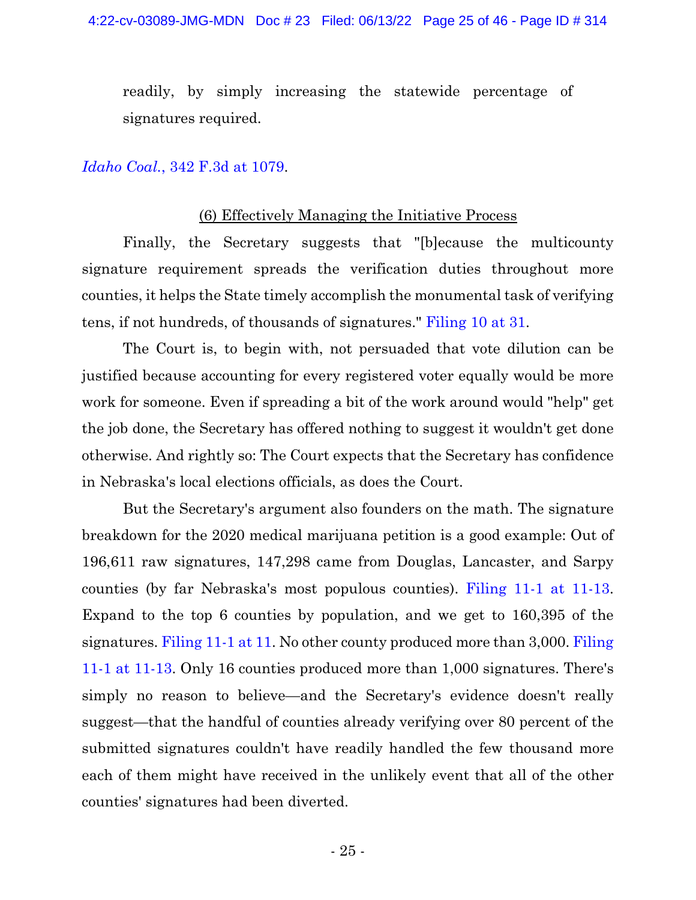readily, by simply increasing the statewide percentage of signatures required.

*Idaho Coal.*, 342 F.3d at 1079.

(6) Effectively Managing the Initiative Process

Finally, the Secretary suggests that "[b]ecause the multicounty signature requirement spreads the verification duties throughout more counties, it helps the State timely accomplish the monumental task of verifying tens, if not hundreds, of thousands of signatures." Filing 10 at 31.

The Court is, to begin with, not persuaded that vote dilution can be justified because accounting for every registered voter equally would be more work for someone. Even if spreading a bit of the work around would "help" get the job done, the Secretary has offered nothing to suggest it wouldn't get done otherwise. And rightly so: The Court expects that the Secretary has confidence in Nebraska's local elections officials, as does the Court.

But the Secretary's argument also founders on the math. The signature breakdown for the 2020 medical marijuana petition is a good example: Out of 196,611 raw signatures, 147,298 came from Douglas, Lancaster, and Sarpy counties (by far Nebraska's most populous counties). Filing 11-1 at 11-13. Expand to the top 6 counties by population, and we get to 160,395 of the signatures. Filing 11-1 at 11. No other county produced more than 3,000. Filing 11-1 at 11-13. Only 16 counties produced more than 1,000 signatures. There's simply no reason to believe—and the Secretary's evidence doesn't really suggest—that the handful of counties already verifying over 80 percent of the submitted signatures couldn't have readily handled the few thousand more each of them might have received in the unlikely event that all of the other counties' signatures had been diverted.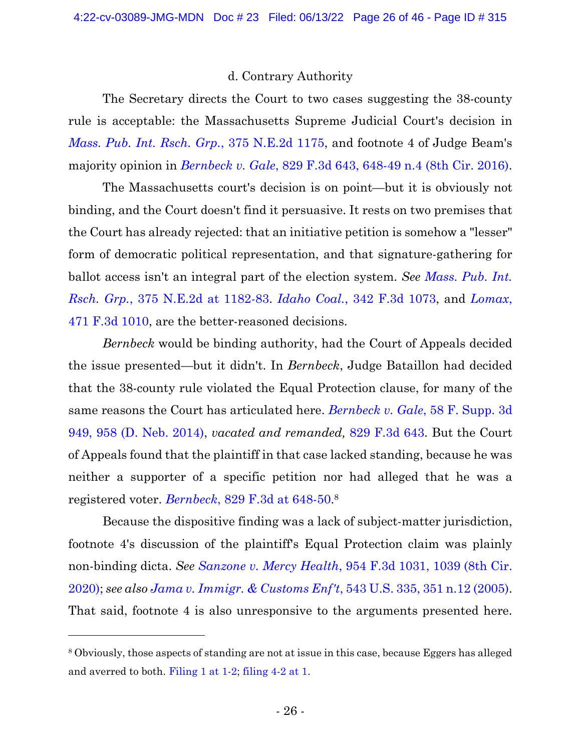d. Contrary Authority

The Secretary directs the Court to two cases suggesting the 38-county rule is acceptable: the Massachusetts Supreme Judicial Court's decision in *Mass. Pub. Int. Rsch. Grp.*, 375 N.E.2d 1175, and footnote 4 of Judge Beam's majority opinion in *Bernbeck v. Gale*, 829 F.3d 643, 648-49 n.4 (8th Cir. 2016).

The Massachusetts court's decision is on point—but it is obviously not binding, and the Court doesn't find it persuasive. It rests on two premises that the Court has already rejected: that an initiative petition is somehow a "lesser" form of democratic political representation, and that signature-gathering for ballot access isn't an integral part of the election system. *See Mass. Pub. Int. Rsch. Grp.*, 375 N.E.2d at 1182-83. *Idaho Coal.*, 342 F.3d 1073, and *Lomax*, 471 F.3d 1010, are the better-reasoned decisions.

*Bernbeck* would be binding authority, had the Court of Appeals decided the issue presented—but it didn't. In *Bernbeck*, Judge Bataillon had decided that the 38-county rule violated the Equal Protection clause, for many of the same reasons the Court has articulated here. *Bernbeck v. Gale*, 58 F. Supp. 3d 949, 958 (D. Neb. 2014), *vacated and remanded,* 829 F.3d 643. But the Court of Appeals found that the plaintiff in that case lacked standing, because he was neither a supporter of a specific petition nor had alleged that he was a registered voter. *Bernbeck*, 829 F.3d at 648-50.[8]

Because the dispositive finding was a lack of subject-matter jurisdiction, footnote 4's discussion of the plaintiff's Equal Protection claim was plainly non-binding dicta. *See Sanzone v. Mercy Health*, 954 F.3d 1031, 1039 (8th Cir. 2020); *see also Jama v. Immigr. & Customs Enf't*, 543 U.S. 335, 351 n.12 (2005). That said, footnote 4 is also unresponsive to the arguments presented here.

---

[8] Obviously, those aspects of standing are not at issue in this case, because Eggers has alleged and averred to both. Filing 1 at 1-2; filing 4-2 at 1.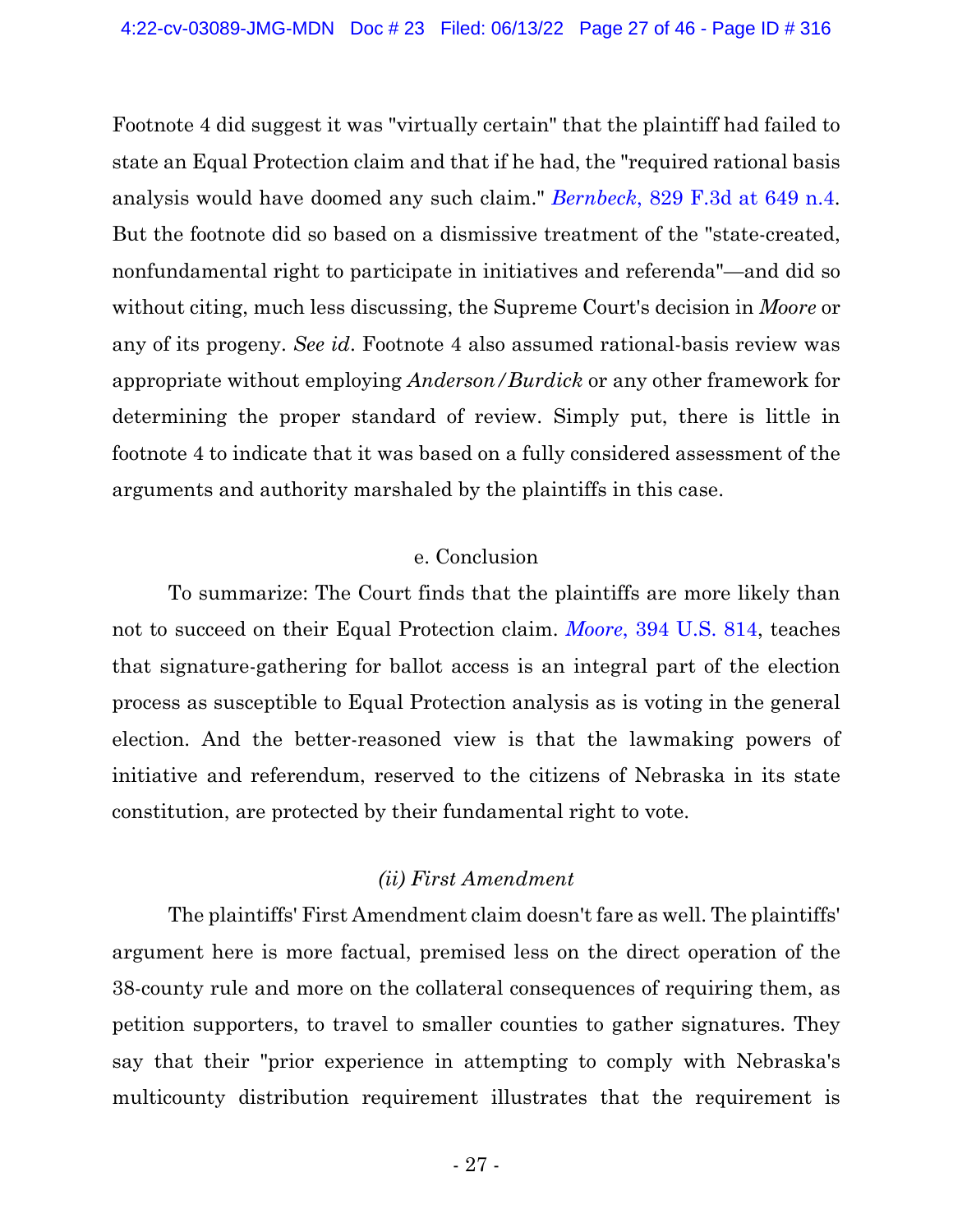Footnote 4 did suggest it was "virtually certain" that the plaintiff had failed to state an Equal Protection claim and that if he had, the "required rational basis analysis would have doomed any such claim." *Bernbeck*, 829 F.3d at 649 n.4. But the footnote did so based on a dismissive treatment of the "state-created, nonfundamental right to participate in initiatives and referenda"—and did so without citing, much less discussing, the Supreme Court's decision in *Moore* or any of its progeny. *See id*. Footnote 4 also assumed rational-basis review was appropriate without employing *Anderson/Burdick* or any other framework for determining the proper standard of review. Simply put, there is little in footnote 4 to indicate that it was based on a fully considered assessment of the arguments and authority marshaled by the plaintiffs in this case.

e. Conclusion

To summarize: The Court finds that the plaintiffs are more likely than not to succeed on their Equal Protection claim. *Moore*, 394 U.S. 814, teaches that signature-gathering for ballot access is an integral part of the election process as susceptible to Equal Protection analysis as is voting in the general election. And the better-reasoned view is that the lawmaking powers of initiative and referendum, reserved to the citizens of Nebraska in its state constitution, are protected by their fundamental right to vote.

*(ii) First Amendment*

The plaintiffs' First Amendment claim doesn't fare as well. The plaintiffs' argument here is more factual, premised less on the direct operation of the 38-county rule and more on the collateral consequences of requiring them, as petition supporters, to travel to smaller counties to gather signatures. They say that their "prior experience in attempting to comply with Nebraska's multicounty distribution requirement illustrates that the requirement is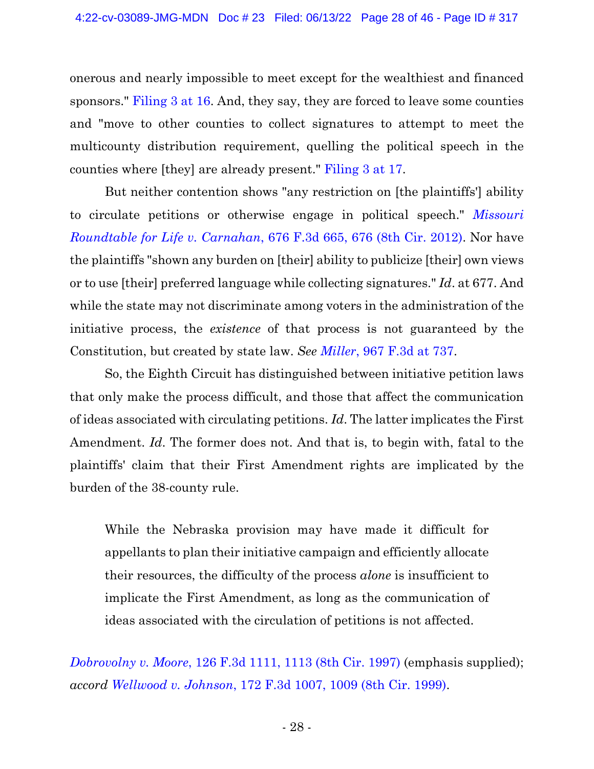onerous and nearly impossible to meet except for the wealthiest and financed sponsors." Filing 3 at 16. And, they say, they are forced to leave some counties and "move to other counties to collect signatures to attempt to meet the multicounty distribution requirement, quelling the political speech in the counties where [they] are already present." Filing 3 at 17.

But neither contention shows "any restriction on [the plaintiffs'] ability to circulate petitions or otherwise engage in political speech." *Missouri Roundtable for Life v. Carnahan*, 676 F.3d 665, 676 (8th Cir. 2012). Nor have the plaintiffs "shown any burden on [their] ability to publicize [their] own views or to use [their] preferred language while collecting signatures." *Id*. at 677. And while the state may not discriminate among voters in the administration of the initiative process, the *existence* of that process is not guaranteed by the Constitution, but created by state law. *See Miller*, 967 F.3d at 737.

So, the Eighth Circuit has distinguished between initiative petition laws that only make the process difficult, and those that affect the communication of ideas associated with circulating petitions. *Id*. The latter implicates the First Amendment. *Id*. The former does not. And that is, to begin with, fatal to the plaintiffs' claim that their First Amendment rights are implicated by the burden of the 38-county rule.

> While the Nebraska provision may have made it difficult for appellants to plan their initiative campaign and efficiently allocate their resources, the difficulty of the process *alone* is insufficient to implicate the First Amendment, as long as the communication of ideas associated with the circulation of petitions is not affected.

*Dobrovolny v. Moore*, 126 F.3d 1111, 1113 (8th Cir. 1997) (emphasis supplied); *accord Wellwood v. Johnson*, 172 F.3d 1007, 1009 (8th Cir. 1999).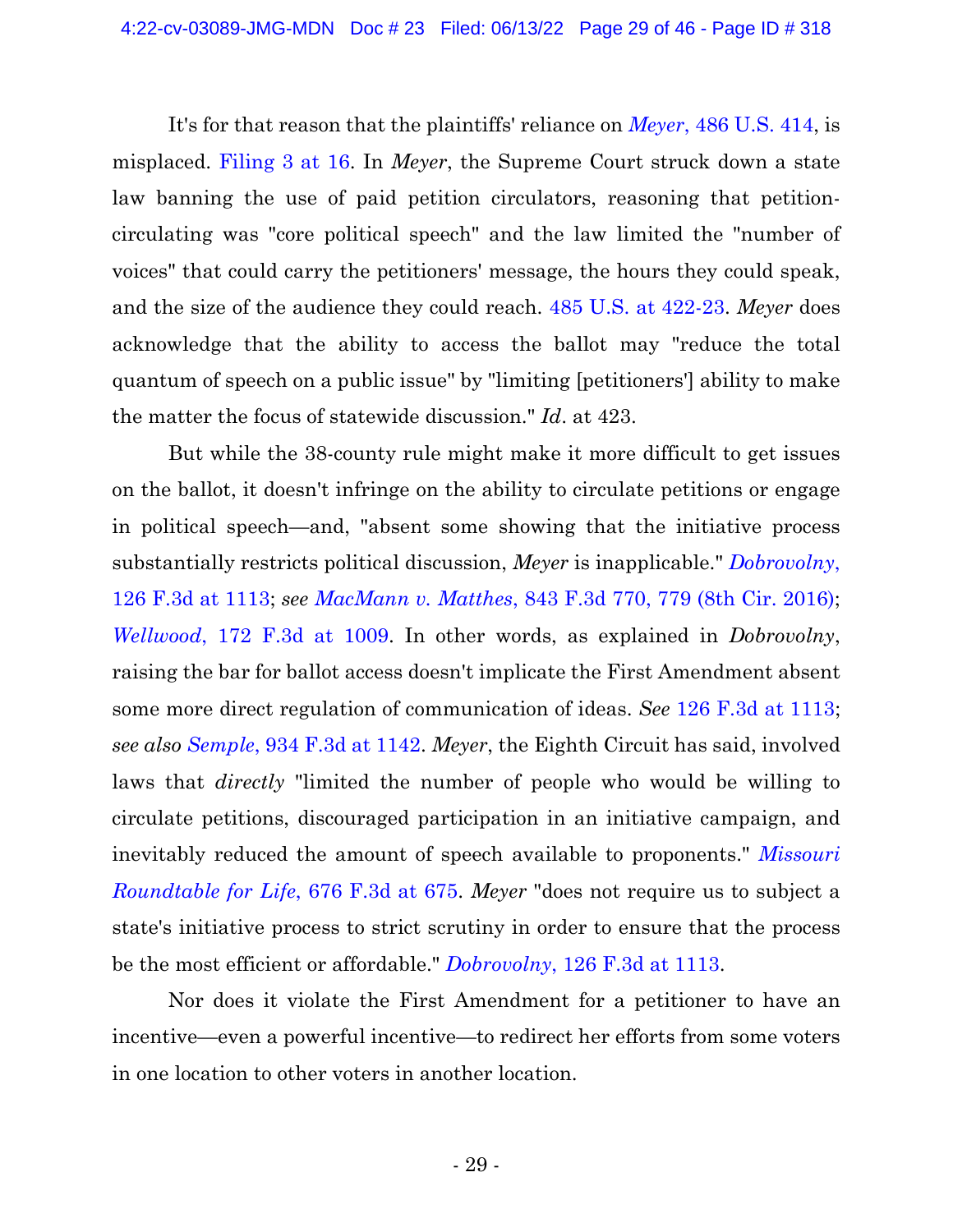It's for that reason that the plaintiffs' reliance on *Meyer*, 486 U.S. 414, is misplaced. Filing 3 at 16. In *Meyer*, the Supreme Court struck down a state law banning the use of paid petition circulators, reasoning that petition-circulating was "core political speech" and the law limited the "number of voices" that could carry the petitioners' message, the hours they could speak, and the size of the audience they could reach. 485 U.S. at 422-23. *Meyer* does acknowledge that the ability to access the ballot may "reduce the total quantum of speech on a public issue" by "limiting [petitioners'] ability to make the matter the focus of statewide discussion." *Id*. at 423.

But while the 38-county rule might make it more difficult to get issues on the ballot, it doesn't infringe on the ability to circulate petitions or engage in political speech—and, "absent some showing that the initiative process substantially restricts political discussion, *Meyer* is inapplicable." *Dobrovolny*, 126 F.3d at 1113; *see MacMann v. Matthes*, 843 F.3d 770, 779 (8th Cir. 2016); *Wellwood*, 172 F.3d at 1009. In other words, as explained in *Dobrovolny*, raising the bar for ballot access doesn't implicate the First Amendment absent some more direct regulation of communication of ideas. *See* 126 F.3d at 1113; *see also Semple*, 934 F.3d at 1142. *Meyer*, the Eighth Circuit has said, involved laws that *directly* "limited the number of people who would be willing to circulate petitions, discouraged participation in an initiative campaign, and inevitably reduced the amount of speech available to proponents." *Missouri Roundtable for Life*, 676 F.3d at 675. *Meyer* "does not require us to subject a state's initiative process to strict scrutiny in order to ensure that the process be the most efficient or affordable." *Dobrovolny*, 126 F.3d at 1113.

Nor does it violate the First Amendment for a petitioner to have an incentive—even a powerful incentive—to redirect her efforts from some voters in one location to other voters in another location.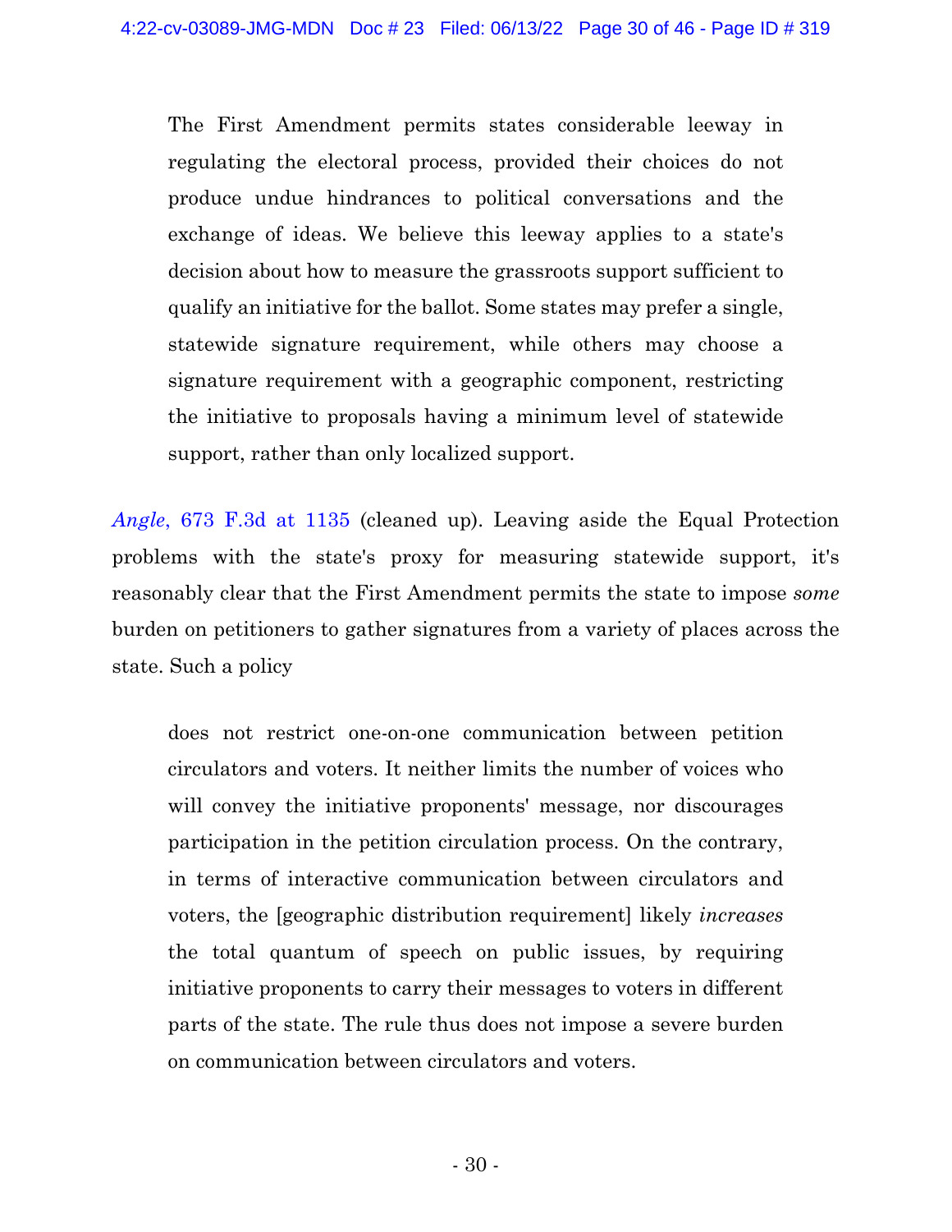> The First Amendment permits states considerable leeway in regulating the electoral process, provided their choices do not produce undue hindrances to political conversations and the exchange of ideas. We believe this leeway applies to a state's decision about how to measure the grassroots support sufficient to qualify an initiative for the ballot. Some states may prefer a single, statewide signature requirement, while others may choose a signature requirement with a geographic component, restricting the initiative to proposals having a minimum level of statewide support, rather than only localized support.

*Angle*, 673 F.3d at 1135 (cleaned up). Leaving aside the Equal Protection problems with the state's proxy for measuring statewide support, it's reasonably clear that the First Amendment permits the state to impose *some* burden on petitioners to gather signatures from a variety of places across the state. Such a policy

> does not restrict one-on-one communication between petition circulators and voters. It neither limits the number of voices who will convey the initiative proponents' message, nor discourages participation in the petition circulation process. On the contrary, in terms of interactive communication between circulators and voters, the [geographic distribution requirement] likely *increases* the total quantum of speech on public issues, by requiring initiative proponents to carry their messages to voters in different parts of the state. The rule thus does not impose a severe burden on communication between circulators and voters.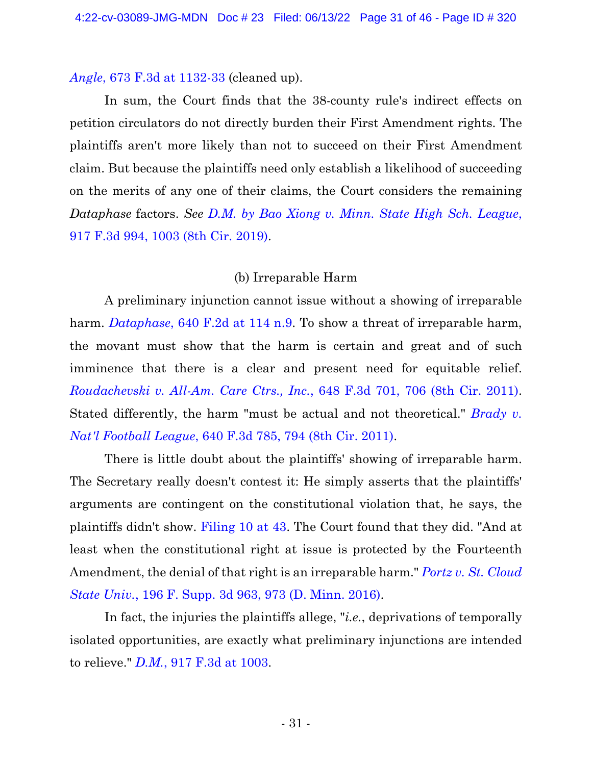*Angle*, 673 F.3d at 1132-33 (cleaned up).

In sum, the Court finds that the 38-county rule's indirect effects on petition circulators do not directly burden their First Amendment rights. The plaintiffs aren't more likely than not to succeed on their First Amendment claim. But because the plaintiffs need only establish a likelihood of succeeding on the merits of any one of their claims, the Court considers the remaining *Dataphase* factors. *See D.M. by Bao Xiong v. Minn. State High Sch. League*, 917 F.3d 994, 1003 (8th Cir. 2019).

(b) Irreparable Harm

A preliminary injunction cannot issue without a showing of irreparable harm. *Dataphase*, 640 F.2d at 114 n.9. To show a threat of irreparable harm, the movant must show that the harm is certain and great and of such imminence that there is a clear and present need for equitable relief. *Roudachevski v. All-Am. Care Ctrs., Inc.*, 648 F.3d 701, 706 (8th Cir. 2011). Stated differently, the harm "must be actual and not theoretical." *Brady v. Nat'l Football League*, 640 F.3d 785, 794 (8th Cir. 2011).

There is little doubt about the plaintiffs' showing of irreparable harm. The Secretary really doesn't contest it: He simply asserts that the plaintiffs' arguments are contingent on the constitutional violation that, he says, the plaintiffs didn't show. Filing 10 at 43. The Court found that they did. "And at least when the constitutional right at issue is protected by the Fourteenth Amendment, the denial of that right is an irreparable harm." *Portz v. St. Cloud State Univ.*, 196 F. Supp. 3d 963, 973 (D. Minn. 2016).

In fact, the injuries the plaintiffs allege, "*i.e.*, deprivations of temporally isolated opportunities, are exactly what preliminary injunctions are intended to relieve." *D.M.*, 917 F.3d at 1003.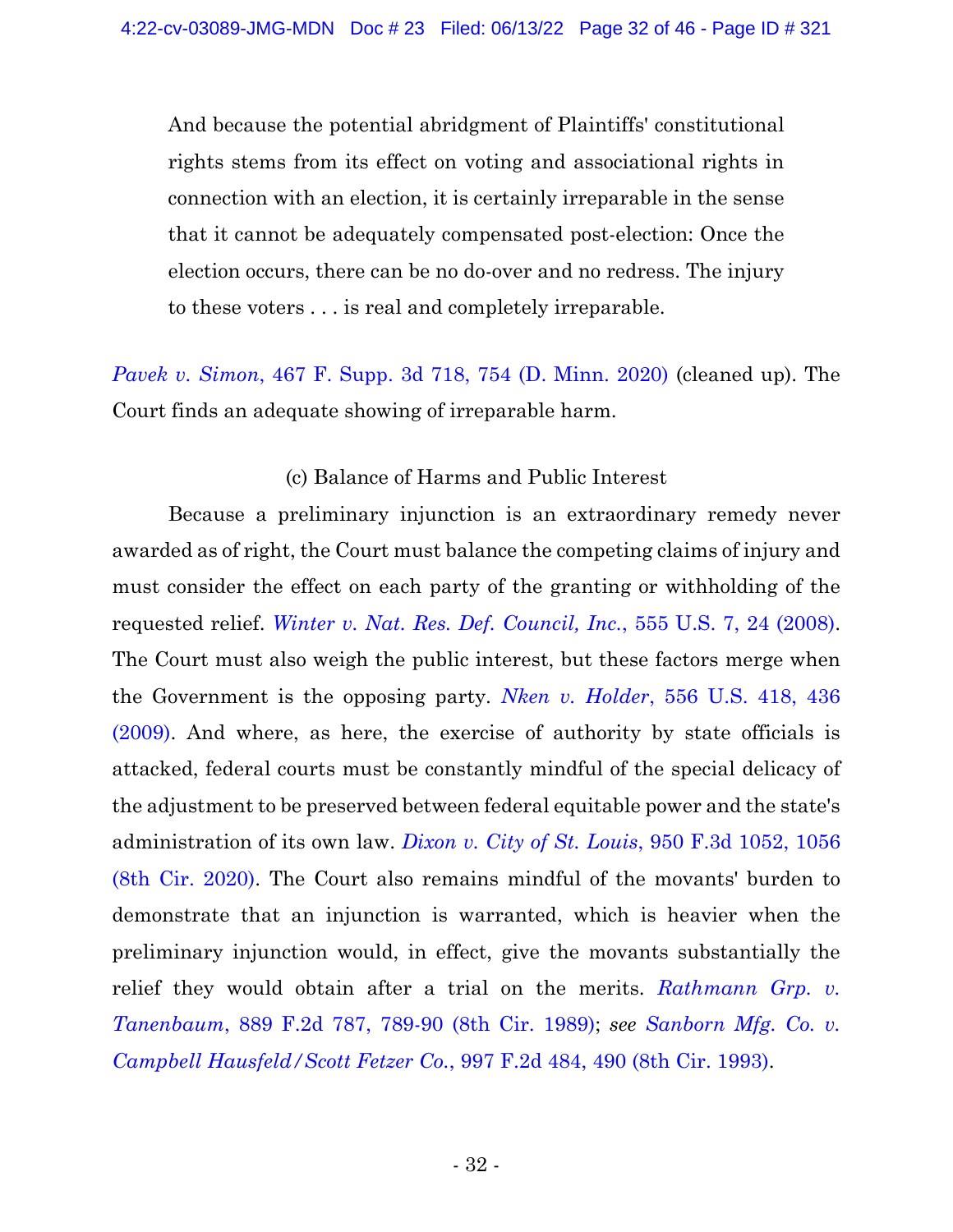> And because the potential abridgment of Plaintiffs' constitutional rights stems from its effect on voting and associational rights in connection with an election, it is certainly irreparable in the sense that it cannot be adequately compensated post-election: Once the election occurs, there can be no do-over and no redress. The injury to these voters . . . is real and completely irreparable.

*Pavek v. Simon*, 467 F. Supp. 3d 718, 754 (D. Minn. 2020) (cleaned up). The Court finds an adequate showing of irreparable harm.

(c) Balance of Harms and Public Interest

Because a preliminary injunction is an extraordinary remedy never awarded as of right, the Court must balance the competing claims of injury and must consider the effect on each party of the granting or withholding of the requested relief. *Winter v. Nat. Res. Def. Council, Inc.*, 555 U.S. 7, 24 (2008). The Court must also weigh the public interest, but these factors merge when the Government is the opposing party. *Nken v. Holder*, 556 U.S. 418, 436 (2009). And where, as here, the exercise of authority by state officials is attacked, federal courts must be constantly mindful of the special delicacy of the adjustment to be preserved between federal equitable power and the state's administration of its own law. *Dixon v. City of St. Louis*, 950 F.3d 1052, 1056 (8th Cir. 2020). The Court also remains mindful of the movants' burden to demonstrate that an injunction is warranted, which is heavier when the preliminary injunction would, in effect, give the movants substantially the relief they would obtain after a trial on the merits. *Rathmann Grp. v. Tanenbaum*, 889 F.2d 787, 789-90 (8th Cir. 1989); *see Sanborn Mfg. Co. v. Campbell Hausfeld/Scott Fetzer Co.*, 997 F.2d 484, 490 (8th Cir. 1993).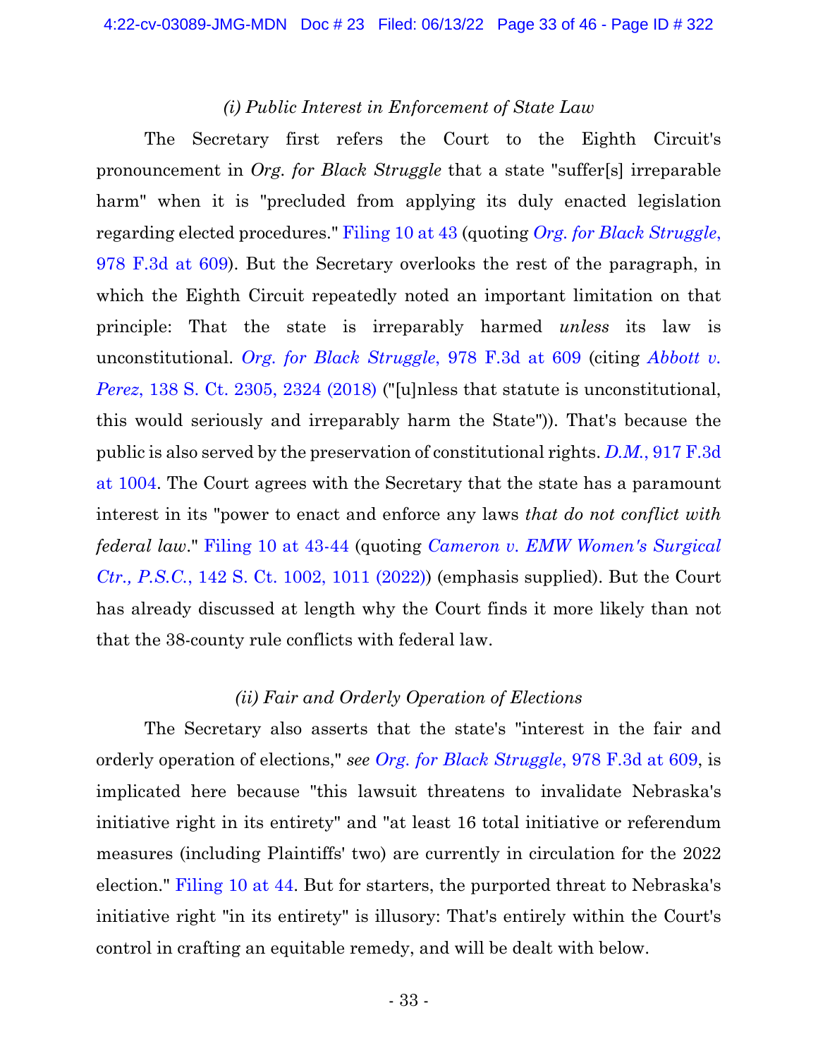### *(i) Public Interest in Enforcement of State Law*

The Secretary first refers the Court to the Eighth Circuit's pronouncement in *Org. for Black Struggle* that a state "suffer[s] irreparable harm" when it is "precluded from applying its duly enacted legislation regarding elected procedures." Filing 10 at 43 (quoting *Org. for Black Struggle*, 978 F.3d at 609). But the Secretary overlooks the rest of the paragraph, in which the Eighth Circuit repeatedly noted an important limitation on that principle: That the state is irreparably harmed *unless* its law is unconstitutional. *Org. for Black Struggle*, 978 F.3d at 609 (citing *Abbott v. Perez*, 138 S. Ct. 2305, 2324 (2018) ("[u]nless that statute is unconstitutional, this would seriously and irreparably harm the State")). That's because the public is also served by the preservation of constitutional rights. *D.M.*, 917 F.3d at 1004. The Court agrees with the Secretary that the state has a paramount interest in its "power to enact and enforce any laws *that do not conflict with federal law*." Filing 10 at 43-44 (quoting *Cameron v. EMW Women's Surgical Ctr., P.S.C.*, 142 S. Ct. 1002, 1011 (2022)) (emphasis supplied). But the Court has already discussed at length why the Court finds it more likely than not that the 38-county rule conflicts with federal law.

### *(ii) Fair and Orderly Operation of Elections*

The Secretary also asserts that the state's "interest in the fair and orderly operation of elections," *see Org. for Black Struggle*, 978 F.3d at 609, is implicated here because "this lawsuit threatens to invalidate Nebraska's initiative right in its entirety" and "at least 16 total initiative or referendum measures (including Plaintiffs' two) are currently in circulation for the 2022 election." Filing 10 at 44. But for starters, the purported threat to Nebraska's initiative right "in its entirety" is illusory: That's entirely within the Court's control in crafting an equitable remedy, and will be dealt with below.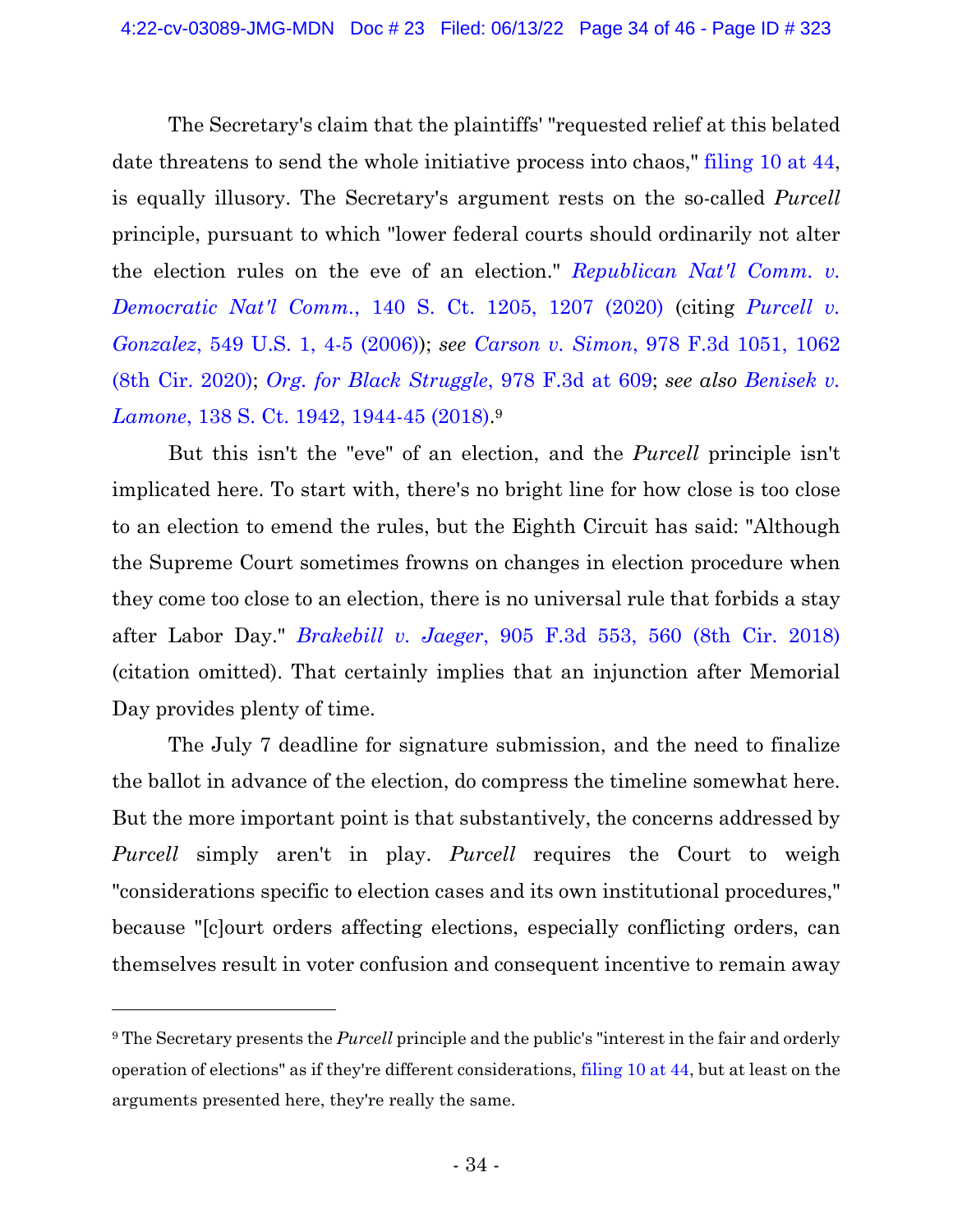The Secretary's claim that the plaintiffs' "requested relief at this belated date threatens to send the whole initiative process into chaos," filing 10 at 44, is equally illusory. The Secretary's argument rests on the so-called *Purcell* principle, pursuant to which "lower federal courts should ordinarily not alter the election rules on the eve of an election." *Republican Nat'l Comm. v. Democratic Nat'l Comm.*, 140 S. Ct. 1205, 1207 (2020) (citing *Purcell v. Gonzalez*, 549 U.S. 1, 4-5 (2006)); *see Carson v. Simon*, 978 F.3d 1051, 1062 (8th Cir. 2020); *Org. for Black Struggle*, 978 F.3d at 609; *see also Benisek v. Lamone*, 138 S. Ct. 1942, 1944-45 (2018).[9]

But this isn't the "eve" of an election, and the *Purcell* principle isn't implicated here. To start with, there's no bright line for how close is too close to an election to emend the rules, but the Eighth Circuit has said: "Although the Supreme Court sometimes frowns on changes in election procedure when they come too close to an election, there is no universal rule that forbids a stay after Labor Day." *Brakebill v. Jaeger*, 905 F.3d 553, 560 (8th Cir. 2018) (citation omitted). That certainly implies that an injunction after Memorial Day provides plenty of time.

The July 7 deadline for signature submission, and the need to finalize the ballot in advance of the election, do compress the timeline somewhat here. But the more important point is that substantively, the concerns addressed by *Purcell* simply aren't in play. *Purcell* requires the Court to weigh "considerations specific to election cases and its own institutional procedures," because "[c]ourt orders affecting elections, especially conflicting orders, can themselves result in voter confusion and consequent incentive to remain away

---

[9] The Secretary presents the *Purcell* principle and the public's "interest in the fair and orderly operation of elections" as if they're different considerations, filing 10 at 44, but at least on the arguments presented here, they're really the same.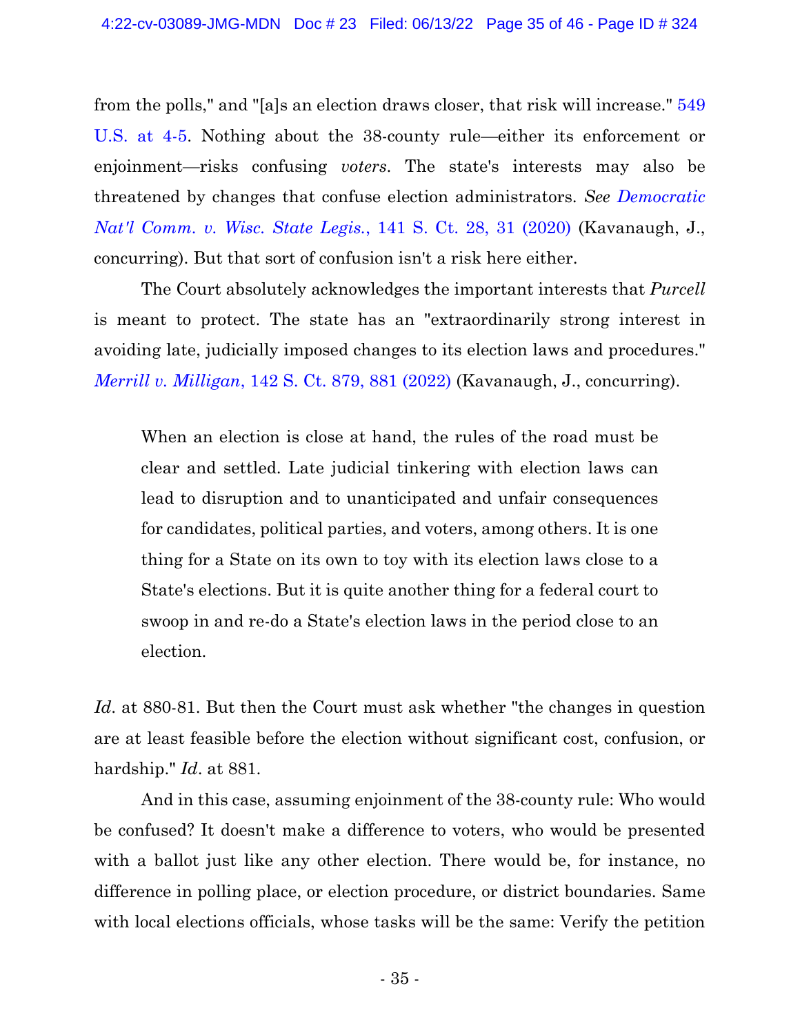from the polls," and "[a]s an election draws closer, that risk will increase." 549 U.S. at 4-5. Nothing about the 38-county rule—either its enforcement or enjoinment—risks confusing *voters*. The state's interests may also be threatened by changes that confuse election administrators. *See Democratic Nat'l Comm. v. Wisc. State Legis.*, 141 S. Ct. 28, 31 (2020) (Kavanaugh, J., concurring). But that sort of confusion isn't a risk here either.

The Court absolutely acknowledges the important interests that *Purcell* is meant to protect. The state has an "extraordinarily strong interest in avoiding late, judicially imposed changes to its election laws and procedures." *Merrill v. Milligan*, 142 S. Ct. 879, 881 (2022) (Kavanaugh, J., concurring).

> When an election is close at hand, the rules of the road must be clear and settled. Late judicial tinkering with election laws can lead to disruption and to unanticipated and unfair consequences for candidates, political parties, and voters, among others. It is one thing for a State on its own to toy with its election laws close to a State's elections. But it is quite another thing for a federal court to swoop in and re-do a State's election laws in the period close to an election.

*Id*. at 880-81. But then the Court must ask whether "the changes in question are at least feasible before the election without significant cost, confusion, or hardship." *Id*. at 881.

And in this case, assuming enjoinment of the 38-county rule: Who would be confused? It doesn't make a difference to voters, who would be presented with a ballot just like any other election. There would be, for instance, no difference in polling place, or election procedure, or district boundaries. Same with local elections officials, whose tasks will be the same: Verify the petition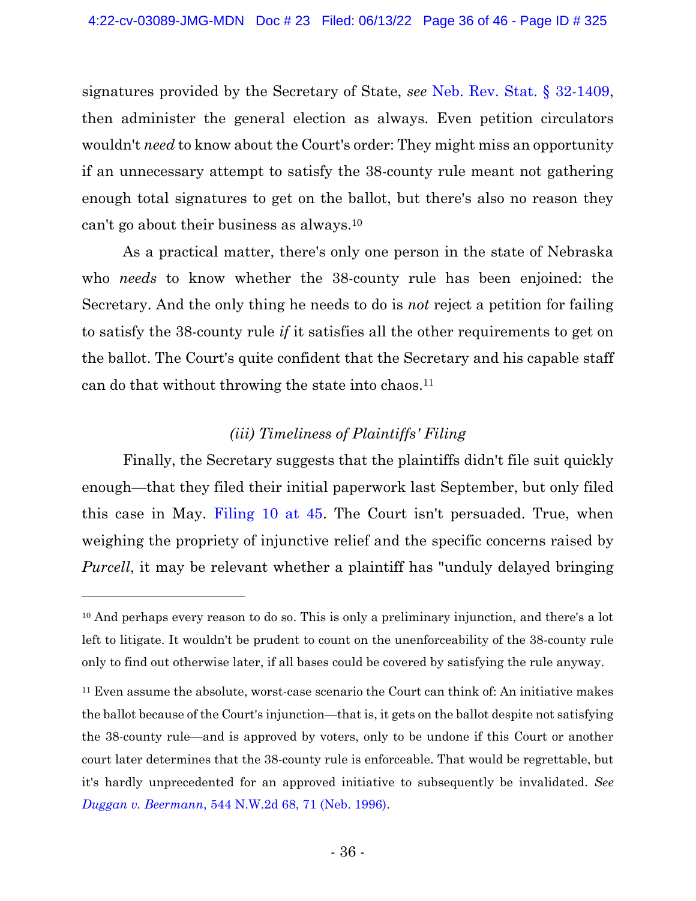signatures provided by the Secretary of State, *see* Neb. Rev. Stat. § 32-1409, then administer the general election as always. Even petition circulators wouldn't *need* to know about the Court's order: They might miss an opportunity if an unnecessary attempt to satisfy the 38-county rule meant not gathering enough total signatures to get on the ballot, but there's also no reason they can't go about their business as always.[10]

As a practical matter, there's only one person in the state of Nebraska who *needs* to know whether the 38-county rule has been enjoined: the Secretary. And the only thing he needs to do is *not* reject a petition for failing to satisfy the 38-county rule *if* it satisfies all the other requirements to get on the ballot. The Court's quite confident that the Secretary and his capable staff can do that without throwing the state into chaos.[11]

*(iii) Timeliness of Plaintiffs' Filing*

Finally, the Secretary suggests that the plaintiffs didn't file suit quickly enough—that they filed their initial paperwork last September, but only filed this case in May. Filing 10 at 45. The Court isn't persuaded. True, when weighing the propriety of injunctive relief and the specific concerns raised by *Purcell*, it may be relevant whether a plaintiff has "unduly delayed bringing

---

[10] And perhaps every reason to do so. This is only a preliminary injunction, and there's a lot left to litigate. It wouldn't be prudent to count on the unenforceability of the 38-county rule only to find out otherwise later, if all bases could be covered by satisfying the rule anyway.

[11] Even assume the absolute, worst-case scenario the Court can think of: An initiative makes the ballot because of the Court's injunction—that is, it gets on the ballot despite not satisfying the 38-county rule—and is approved by voters, only to be undone if this Court or another court later determines that the 38-county rule is enforceable. That would be regrettable, but it's hardly unprecedented for an approved initiative to subsequently be invalidated. *See Duggan v. Beermann*, 544 N.W.2d 68, 71 (Neb. 1996).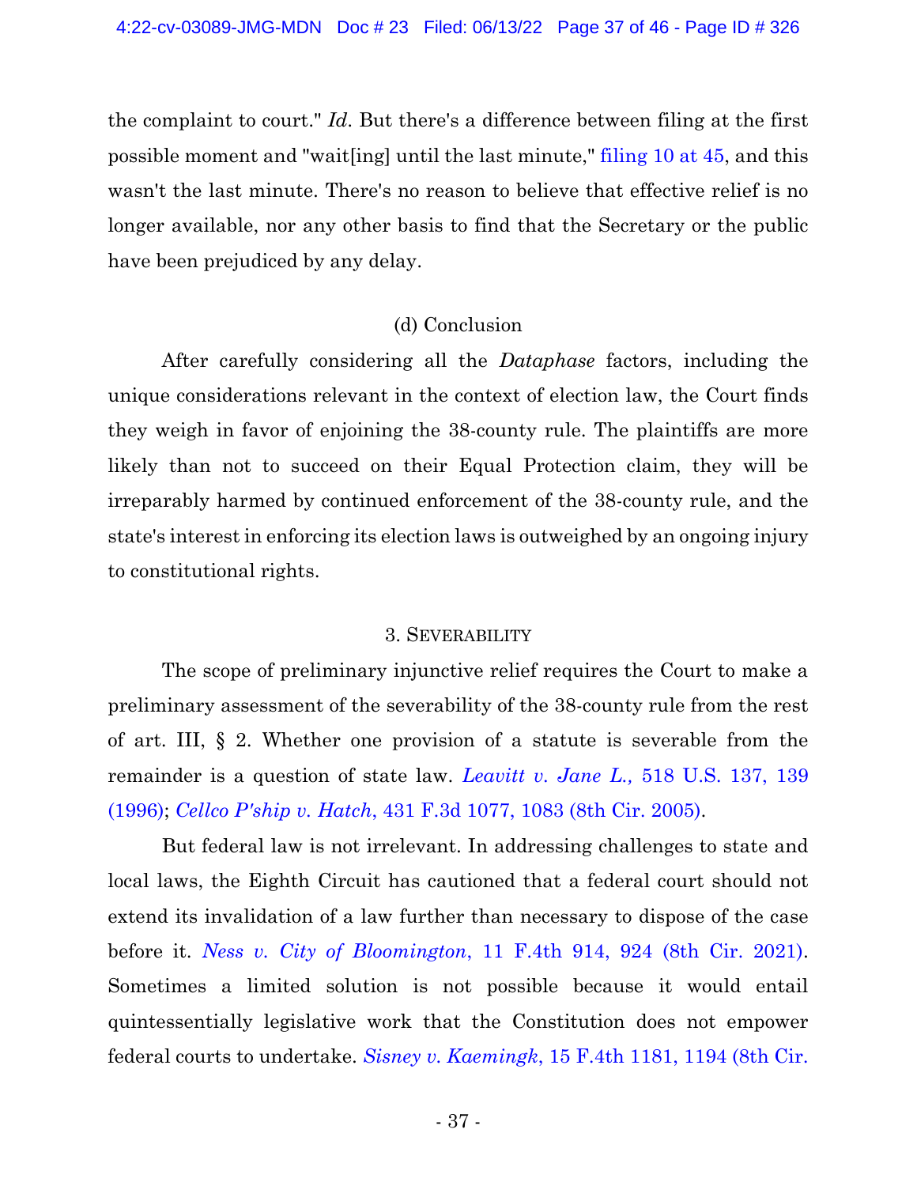the complaint to court." *Id*. But there's a difference between filing at the first possible moment and "wait[ing] until the last minute," filing 10 at 45, and this wasn't the last minute. There's no reason to believe that effective relief is no longer available, nor any other basis to find that the Secretary or the public have been prejudiced by any delay.

(d) Conclusion

After carefully considering all the *Dataphase* factors, including the unique considerations relevant in the context of election law, the Court finds they weigh in favor of enjoining the 38-county rule. The plaintiffs are more likely than not to succeed on their Equal Protection claim, they will be irreparably harmed by continued enforcement of the 38-county rule, and the state's interest in enforcing its election laws is outweighed by an ongoing injury to constitutional rights.

3. SEVERABILITY

The scope of preliminary injunctive relief requires the Court to make a preliminary assessment of the severability of the 38-county rule from the rest of art. III, § 2. Whether one provision of a statute is severable from the remainder is a question of state law. *Leavitt v. Jane L.,* 518 U.S. 137, 139 (1996); *Cellco P'ship v. Hatch*, 431 F.3d 1077, 1083 (8th Cir. 2005).

But federal law is not irrelevant. In addressing challenges to state and local laws, the Eighth Circuit has cautioned that a federal court should not extend its invalidation of a law further than necessary to dispose of the case before it. *Ness v. City of Bloomington*, 11 F.4th 914, 924 (8th Cir. 2021). Sometimes a limited solution is not possible because it would entail quintessentially legislative work that the Constitution does not empower federal courts to undertake. *Sisney v. Kaemingk*, 15 F.4th 1181, 1194 (8th Cir.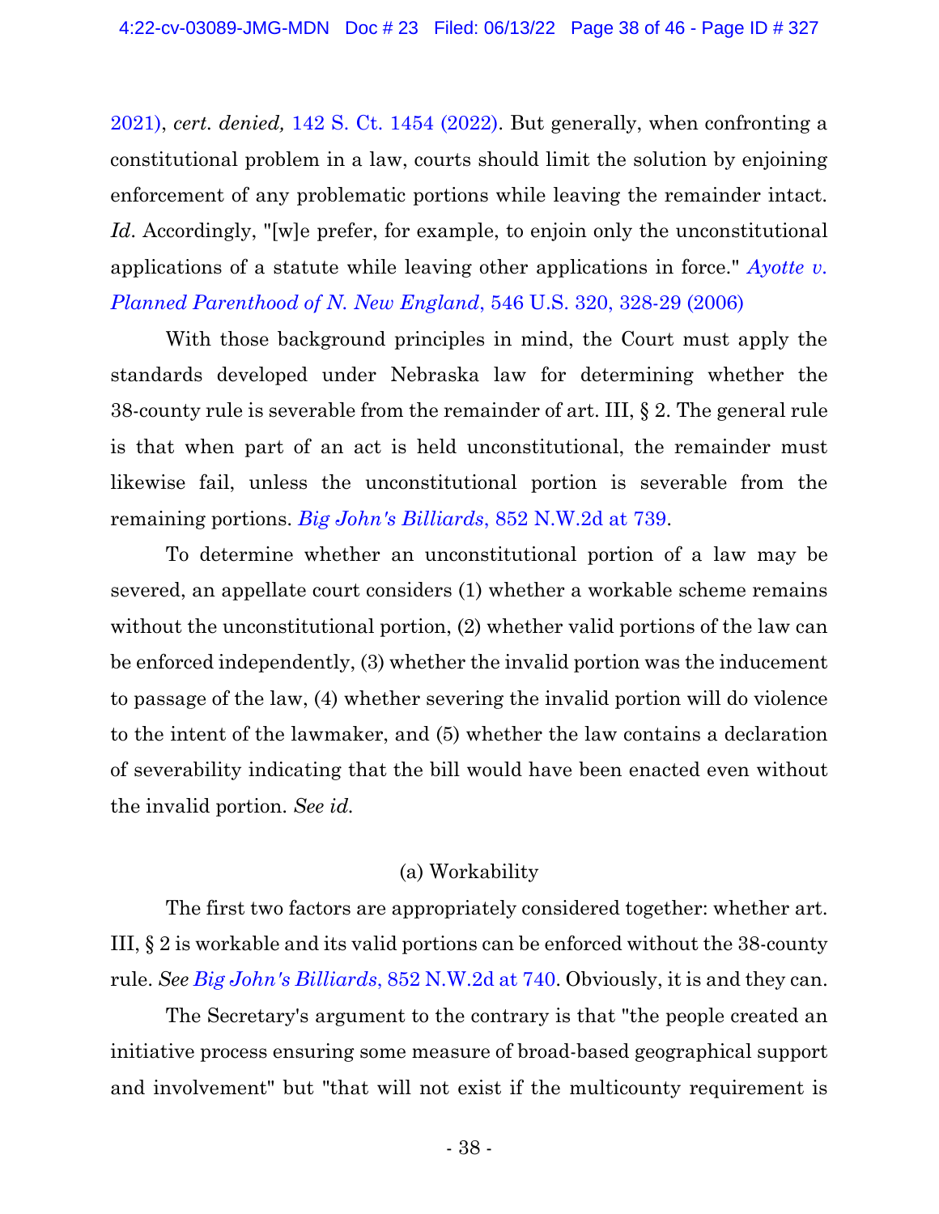2021), *cert. denied,* 142 S. Ct. 1454 (2022). But generally, when confronting a constitutional problem in a law, courts should limit the solution by enjoining enforcement of any problematic portions while leaving the remainder intact. *Id*. Accordingly, "[w]e prefer, for example, to enjoin only the unconstitutional applications of a statute while leaving other applications in force." *Ayotte v. Planned Parenthood of N. New England*, 546 U.S. 320, 328-29 (2006)

With those background principles in mind, the Court must apply the standards developed under Nebraska law for determining whether the 38-county rule is severable from the remainder of art. III, § 2. The general rule is that when part of an act is held unconstitutional, the remainder must likewise fail, unless the unconstitutional portion is severable from the remaining portions. *Big John's Billiards*, 852 N.W.2d at 739.

To determine whether an unconstitutional portion of a law may be severed, an appellate court considers (1) whether a workable scheme remains without the unconstitutional portion, (2) whether valid portions of the law can be enforced independently, (3) whether the invalid portion was the inducement to passage of the law, (4) whether severing the invalid portion will do violence to the intent of the lawmaker, and (5) whether the law contains a declaration of severability indicating that the bill would have been enacted even without the invalid portion. *See id.*

(a) Workability

The first two factors are appropriately considered together: whether art. III, § 2 is workable and its valid portions can be enforced without the 38-county rule. *See Big John's Billiards*, 852 N.W.2d at 740. Obviously, it is and they can.

The Secretary's argument to the contrary is that "the people created an initiative process ensuring some measure of broad-based geographical support and involvement" but "that will not exist if the multicounty requirement is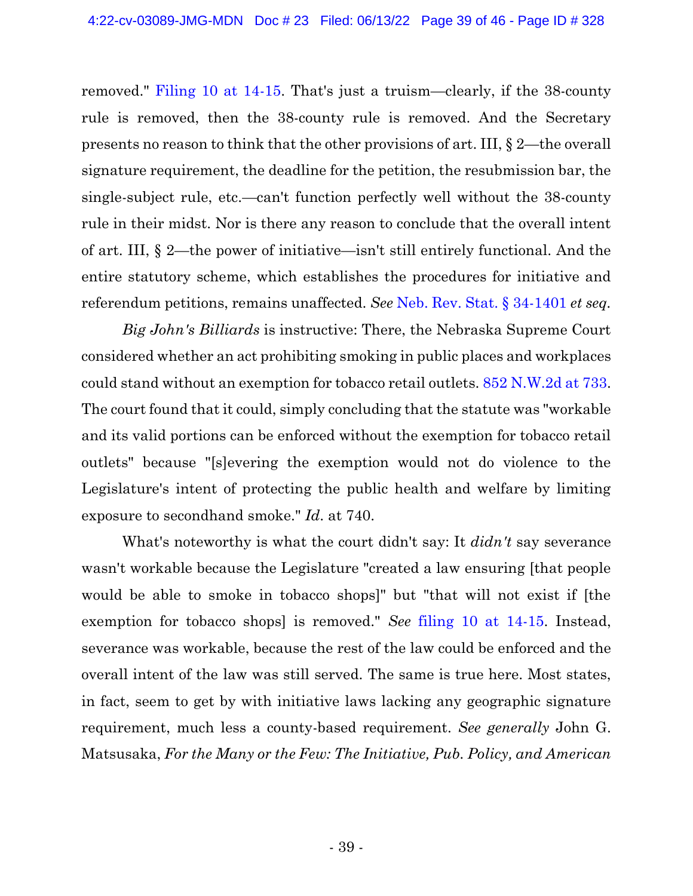removed." Filing 10 at 14-15. That's just a truism—clearly, if the 38-county rule is removed, then the 38-county rule is removed. And the Secretary presents no reason to think that the other provisions of art. III, § 2—the overall signature requirement, the deadline for the petition, the resubmission bar, the single-subject rule, etc.—can't function perfectly well without the 38-county rule in their midst. Nor is there any reason to conclude that the overall intent of art. III, § 2—the power of initiative—isn't still entirely functional. And the entire statutory scheme, which establishes the procedures for initiative and referendum petitions, remains unaffected. *See* Neb. Rev. Stat. § 34-1401 *et seq*.

*Big John's Billiards* is instructive: There, the Nebraska Supreme Court considered whether an act prohibiting smoking in public places and workplaces could stand without an exemption for tobacco retail outlets. 852 N.W.2d at 733. The court found that it could, simply concluding that the statute was "workable and its valid portions can be enforced without the exemption for tobacco retail outlets" because "[s]evering the exemption would not do violence to the Legislature's intent of protecting the public health and welfare by limiting exposure to secondhand smoke." *Id*. at 740.

What's noteworthy is what the court didn't say: It *didn't* say severance wasn't workable because the Legislature "created a law ensuring [that people would be able to smoke in tobacco shops]" but "that will not exist if [the exemption for tobacco shops] is removed." *See* filing 10 at 14-15. Instead, severance was workable, because the rest of the law could be enforced and the overall intent of the law was still served. The same is true here. Most states, in fact, seem to get by with initiative laws lacking any geographic signature requirement, much less a county-based requirement. *See generally* John G. Matsusaka, *For the Many or the Few: The Initiative, Pub. Policy, and American*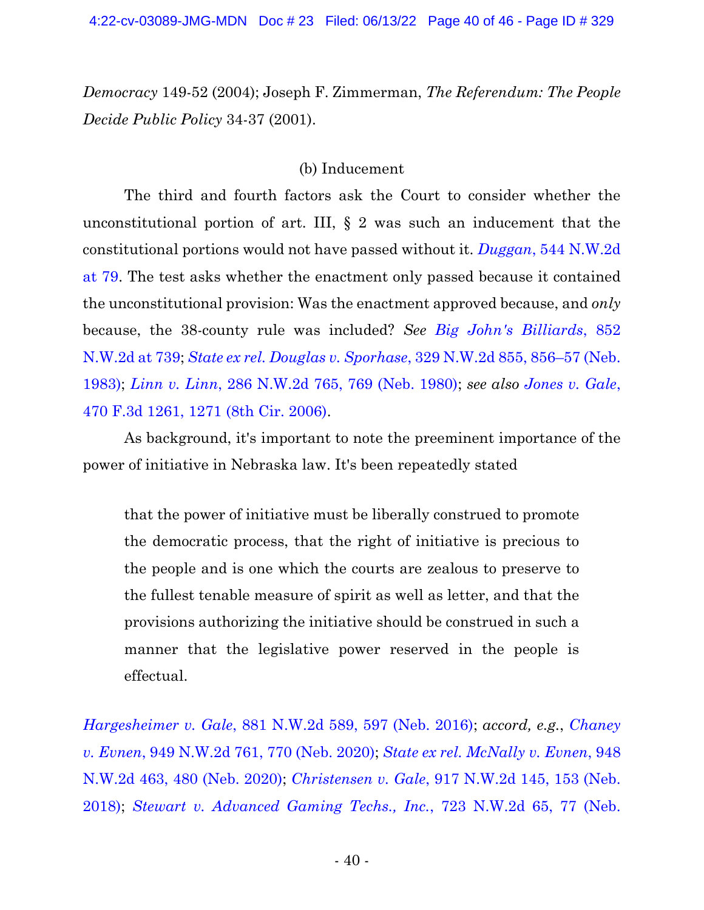*Democracy* 149-52 (2004); Joseph F. Zimmerman, *The Referendum: The People Decide Public Policy* 34-37 (2001).

(b) Inducement

The third and fourth factors ask the Court to consider whether the unconstitutional portion of art. III, § 2 was such an inducement that the constitutional portions would not have passed without it. *Duggan*, 544 N.W.2d at 79. The test asks whether the enactment only passed because it contained the unconstitutional provision: Was the enactment approved because, and *only* because, the 38-county rule was included? *See Big John's Billiards*, 852 N.W.2d at 739; *State ex rel. Douglas v. Sporhase*, 329 N.W.2d 855, 856–57 (Neb. 1983); *Linn v. Linn*, 286 N.W.2d 765, 769 (Neb. 1980); *see also Jones v. Gale*, 470 F.3d 1261, 1271 (8th Cir. 2006).

As background, it's important to note the preeminent importance of the power of initiative in Nebraska law. It's been repeatedly stated

> that the power of initiative must be liberally construed to promote the democratic process, that the right of initiative is precious to the people and is one which the courts are zealous to preserve to the fullest tenable measure of spirit as well as letter, and that the provisions authorizing the initiative should be construed in such a manner that the legislative power reserved in the people is effectual.

*Hargesheimer v. Gale*, 881 N.W.2d 589, 597 (Neb. 2016); *accord, e.g.*, *Chaney v. Evnen*, 949 N.W.2d 761, 770 (Neb. 2020); *State ex rel. McNally v. Evnen*, 948 N.W.2d 463, 480 (Neb. 2020); *Christensen v. Gale*, 917 N.W.2d 145, 153 (Neb. 2018); *Stewart v. Advanced Gaming Techs., Inc.*, 723 N.W.2d 65, 77 (Neb.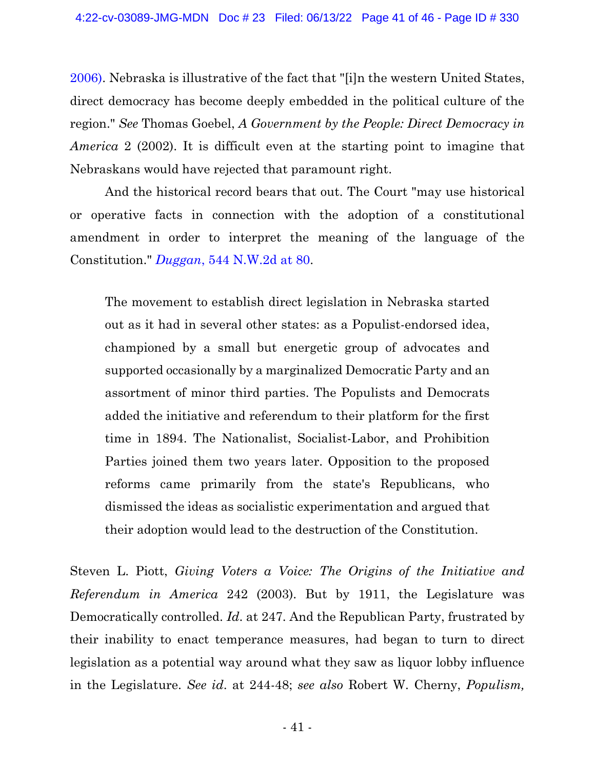2006). Nebraska is illustrative of the fact that "[i]n the western United States, direct democracy has become deeply embedded in the political culture of the region." *See* Thomas Goebel, *A Government by the People: Direct Democracy in America* 2 (2002). It is difficult even at the starting point to imagine that Nebraskans would have rejected that paramount right.

And the historical record bears that out. The Court "may use historical or operative facts in connection with the adoption of a constitutional amendment in order to interpret the meaning of the language of the Constitution." *Duggan*, 544 N.W.2d at 80.

> The movement to establish direct legislation in Nebraska started out as it had in several other states: as a Populist-endorsed idea, championed by a small but energetic group of advocates and supported occasionally by a marginalized Democratic Party and an assortment of minor third parties. The Populists and Democrats added the initiative and referendum to their platform for the first time in 1894. The Nationalist, Socialist-Labor, and Prohibition Parties joined them two years later. Opposition to the proposed reforms came primarily from the state's Republicans, who dismissed the ideas as socialistic experimentation and argued that their adoption would lead to the destruction of the Constitution.

Steven L. Piott, *Giving Voters a Voice: The Origins of the Initiative and Referendum in America* 242 (2003). But by 1911, the Legislature was Democratically controlled. *Id*. at 247. And the Republican Party, frustrated by their inability to enact temperance measures, had began to turn to direct legislation as a potential way around what they saw as liquor lobby influence in the Legislature. *See id*. at 244-48; *see also* Robert W. Cherny, *Populism,*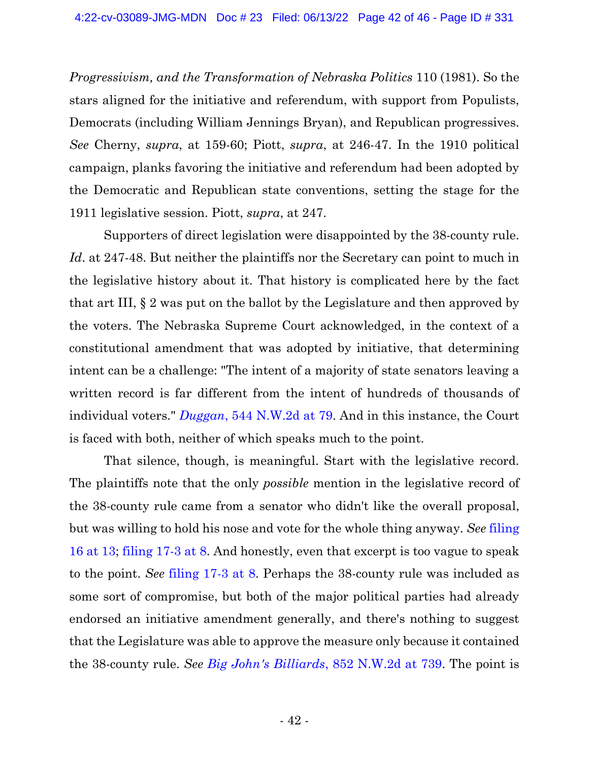*Progressivism, and the Transformation of Nebraska Politics* 110 (1981). So the stars aligned for the initiative and referendum, with support from Populists, Democrats (including William Jennings Bryan), and Republican progressives. *See* Cherny, *supra*, at 159-60; Piott, *supra*, at 246-47. In the 1910 political campaign, planks favoring the initiative and referendum had been adopted by the Democratic and Republican state conventions, setting the stage for the 1911 legislative session. Piott, *supra*, at 247.

Supporters of direct legislation were disappointed by the 38-county rule. *Id*. at 247-48. But neither the plaintiffs nor the Secretary can point to much in the legislative history about it. That history is complicated here by the fact that art III, § 2 was put on the ballot by the Legislature and then approved by the voters. The Nebraska Supreme Court acknowledged, in the context of a constitutional amendment that was adopted by initiative, that determining intent can be a challenge: "The intent of a majority of state senators leaving a written record is far different from the intent of hundreds of thousands of individual voters." *Duggan*, 544 N.W.2d at 79. And in this instance, the Court is faced with both, neither of which speaks much to the point.

That silence, though, is meaningful. Start with the legislative record. The plaintiffs note that the only *possible* mention in the legislative record of the 38-county rule came from a senator who didn't like the overall proposal, but was willing to hold his nose and vote for the whole thing anyway. *See* filing 16 at 13; filing 17-3 at 8. And honestly, even that excerpt is too vague to speak to the point. *See* filing 17-3 at 8. Perhaps the 38-county rule was included as some sort of compromise, but both of the major political parties had already endorsed an initiative amendment generally, and there's nothing to suggest that the Legislature was able to approve the measure only because it contained the 38-county rule. *See* *Big John's Billiards*, 852 N.W.2d at 739. The point is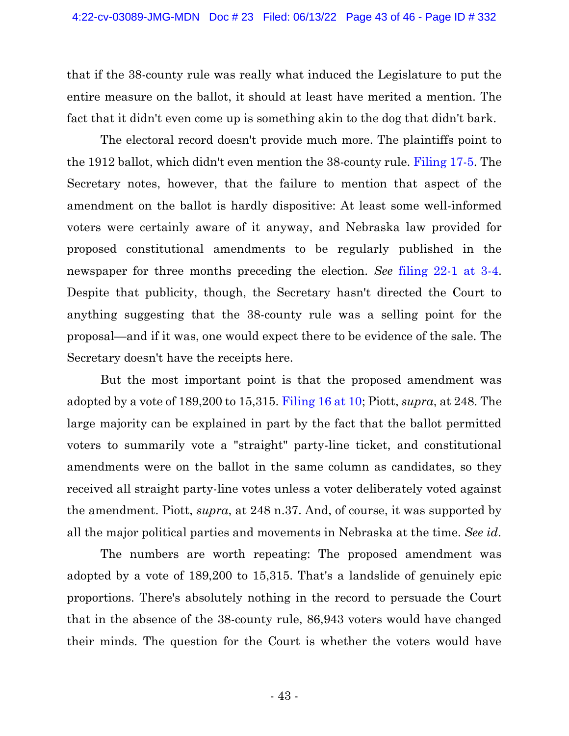that if the 38-county rule was really what induced the Legislature to put the entire measure on the ballot, it should at least have merited a mention. The fact that it didn't even come up is something akin to the dog that didn't bark.

The electoral record doesn't provide much more. The plaintiffs point to the 1912 ballot, which didn't even mention the 38-county rule. Filing 17-5. The Secretary notes, however, that the failure to mention that aspect of the amendment on the ballot is hardly dispositive: At least some well-informed voters were certainly aware of it anyway, and Nebraska law provided for proposed constitutional amendments to be regularly published in the newspaper for three months preceding the election. *See* filing 22-1 at 3-4. Despite that publicity, though, the Secretary hasn't directed the Court to anything suggesting that the 38-county rule was a selling point for the proposal—and if it was, one would expect there to be evidence of the sale. The Secretary doesn't have the receipts here.

But the most important point is that the proposed amendment was adopted by a vote of 189,200 to 15,315. Filing 16 at 10; Piott, *supra*, at 248. The large majority can be explained in part by the fact that the ballot permitted voters to summarily vote a "straight" party-line ticket, and constitutional amendments were on the ballot in the same column as candidates, so they received all straight party-line votes unless a voter deliberately voted against the amendment. Piott, *supra*, at 248 n.37. And, of course, it was supported by all the major political parties and movements in Nebraska at the time. *See id*.

The numbers are worth repeating: The proposed amendment was adopted by a vote of 189,200 to 15,315. That's a landslide of genuinely epic proportions. There's absolutely nothing in the record to persuade the Court that in the absence of the 38-county rule, 86,943 voters would have changed their minds. The question for the Court is whether the voters would have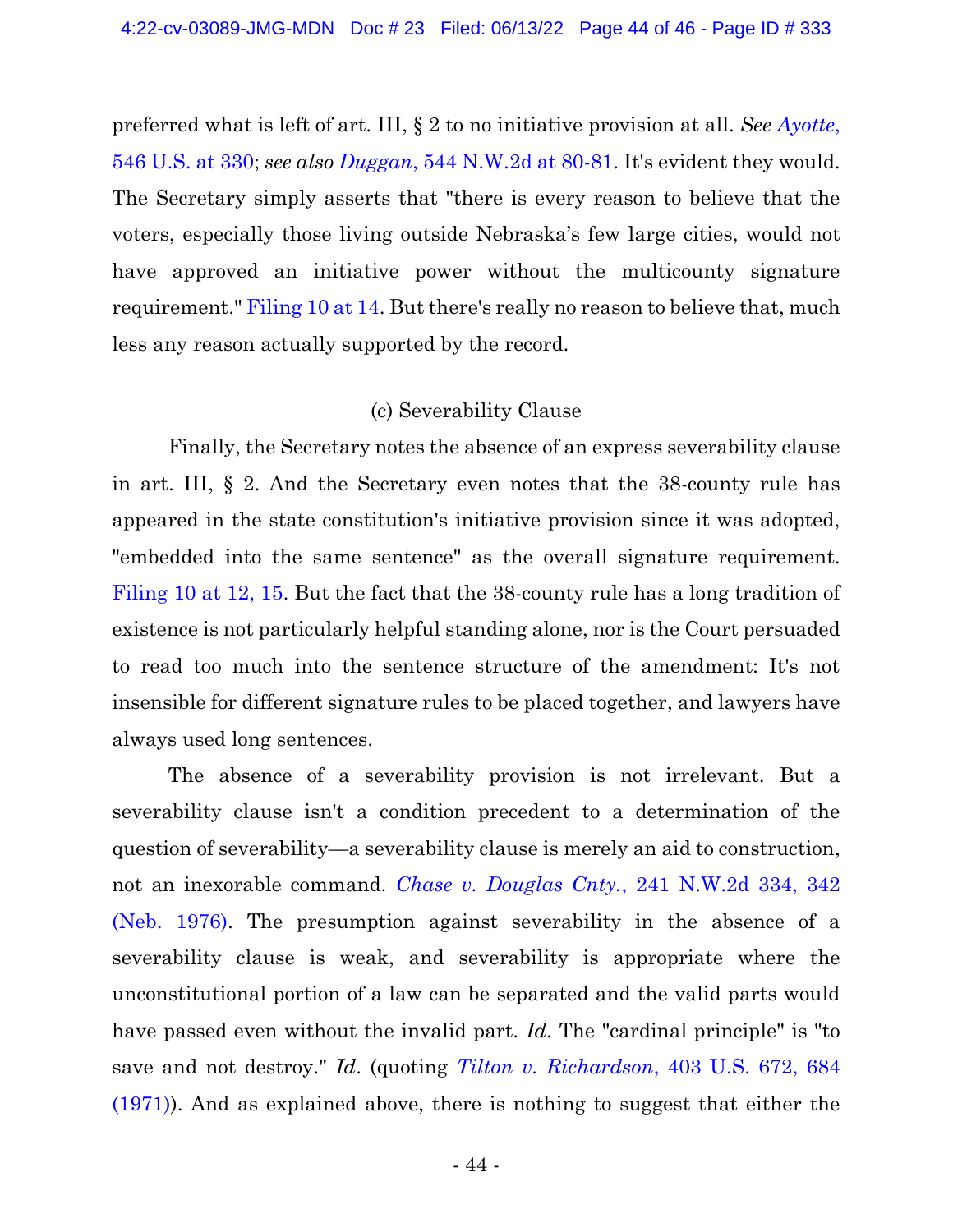preferred what is left of art. III, § 2 to no initiative provision at all. *See Ayotte*, 546 U.S. at 330; *see also Duggan*, 544 N.W.2d at 80-81. It's evident they would. The Secretary simply asserts that "there is every reason to believe that the voters, especially those living outside Nebraska's few large cities, would not have approved an initiative power without the multicounty signature requirement." Filing 10 at 14. But there's really no reason to believe that, much less any reason actually supported by the record.

(c) Severability Clause

Finally, the Secretary notes the absence of an express severability clause in art. III, § 2. And the Secretary even notes that the 38-county rule has appeared in the state constitution's initiative provision since it was adopted, "embedded into the same sentence" as the overall signature requirement. Filing 10 at 12, 15. But the fact that the 38-county rule has a long tradition of existence is not particularly helpful standing alone, nor is the Court persuaded to read too much into the sentence structure of the amendment: It's not insensible for different signature rules to be placed together, and lawyers have always used long sentences.

The absence of a severability provision is not irrelevant. But a severability clause isn't a condition precedent to a determination of the question of severability—a severability clause is merely an aid to construction, not an inexorable command. *Chase v. Douglas Cnty.*, 241 N.W.2d 334, 342 (Neb. 1976). The presumption against severability in the absence of a severability clause is weak, and severability is appropriate where the unconstitutional portion of a law can be separated and the valid parts would have passed even without the invalid part. *Id*. The "cardinal principle" is "to save and not destroy." *Id*. (quoting *Tilton v. Richardson*, 403 U.S. 672, 684 (1971)). And as explained above, there is nothing to suggest that either the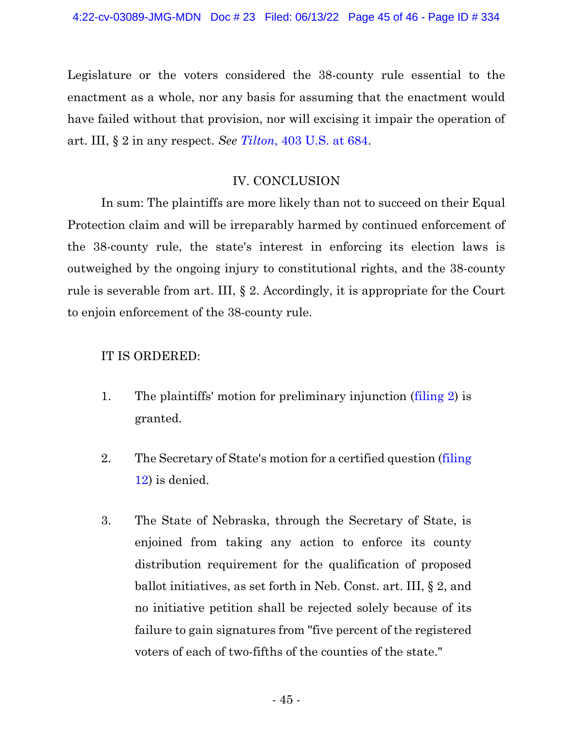Legislature or the voters considered the 38-county rule essential to the enactment as a whole, nor any basis for assuming that the enactment would have failed without that provision, nor will excising it impair the operation of art. III, § 2 in any respect. *See Tilton*, 403 U.S. at 684.

## IV. CONCLUSION

In sum: The plaintiffs are more likely than not to succeed on their Equal Protection claim and will be irreparably harmed by continued enforcement of the 38-county rule, the state's interest in enforcing its election laws is outweighed by the ongoing injury to constitutional rights, and the 38-county rule is severable from art. III, § 2. Accordingly, it is appropriate for the Court to enjoin enforcement of the 38-county rule.

IT IS ORDERED:

1. The plaintiffs' motion for preliminary injunction (filing 2) is granted.

2. The Secretary of State's motion for a certified question (filing 12) is denied.

3. The State of Nebraska, through the Secretary of State, is enjoined from taking any action to enforce its county distribution requirement for the qualification of proposed ballot initiatives, as set forth in Neb. Const. art. III, § 2, and no initiative petition shall be rejected solely because of its failure to gain signatures from "five percent of the registered voters of each of two-fifths of the counties of the state."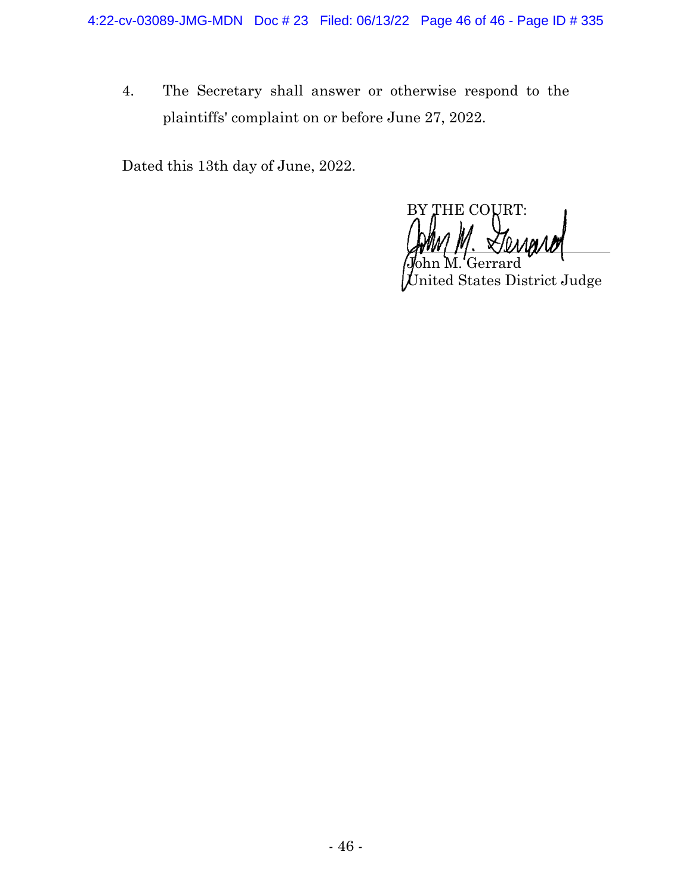4. The Secretary shall answer or otherwise respond to the plaintiffs' complaint on or before June 27, 2022.

Dated this 13th day of June, 2022.

BY THE COURT:

John M. Gerrard
United States District Judge